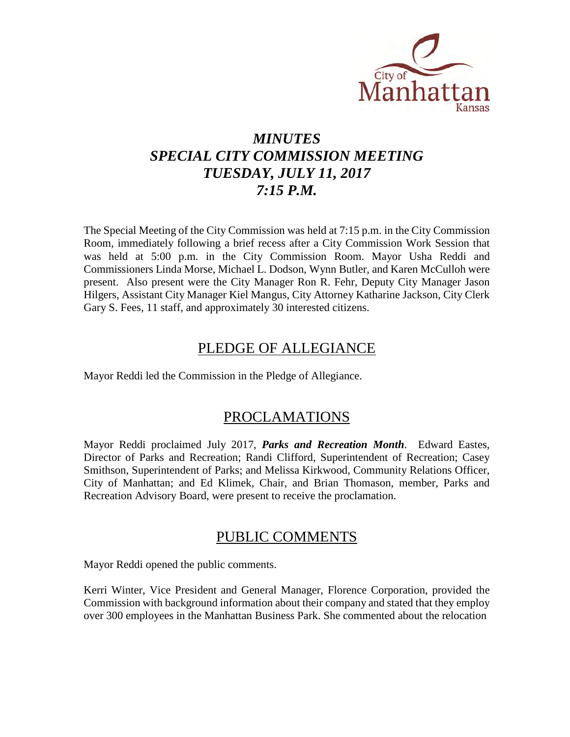# *MINUTES*
# *SPECIAL CITY COMMISSION MEETING*
# *TUESDAY, JULY 11, 2017*
# *7:15 P.M.*

The Special Meeting of the City Commission was held at 7:15 p.m. in the City Commission Room, immediately following a brief recess after a City Commission Work Session that was held at 5:00 p.m. in the City Commission Room. Mayor Usha Reddi and Commissioners Linda Morse, Michael L. Dodson, Wynn Butler, and Karen McCulloh were present. Also present were the City Manager Ron R. Fehr, Deputy City Manager Jason Hilgers, Assistant City Manager Kiel Mangus, City Attorney Katharine Jackson, City Clerk Gary S. Fees, 11 staff, and approximately 30 interested citizens.

## PLEDGE OF ALLEGIANCE

Mayor Reddi led the Commission in the Pledge of Allegiance.

## PROCLAMATIONS

Mayor Reddi proclaimed July 2017, ***Parks and Recreation Month***. Edward Eastes, Director of Parks and Recreation; Randi Clifford, Superintendent of Recreation; Casey Smithson, Superintendent of Parks; and Melissa Kirkwood, Community Relations Officer, City of Manhattan; and Ed Klimek, Chair, and Brian Thomason, member, Parks and Recreation Advisory Board, were present to receive the proclamation.

## PUBLIC COMMENTS

Mayor Reddi opened the public comments.

Kerri Winter, Vice President and General Manager, Florence Corporation, provided the Commission with background information about their company and stated that they employ over 300 employees in the Manhattan Business Park. She commented about the relocation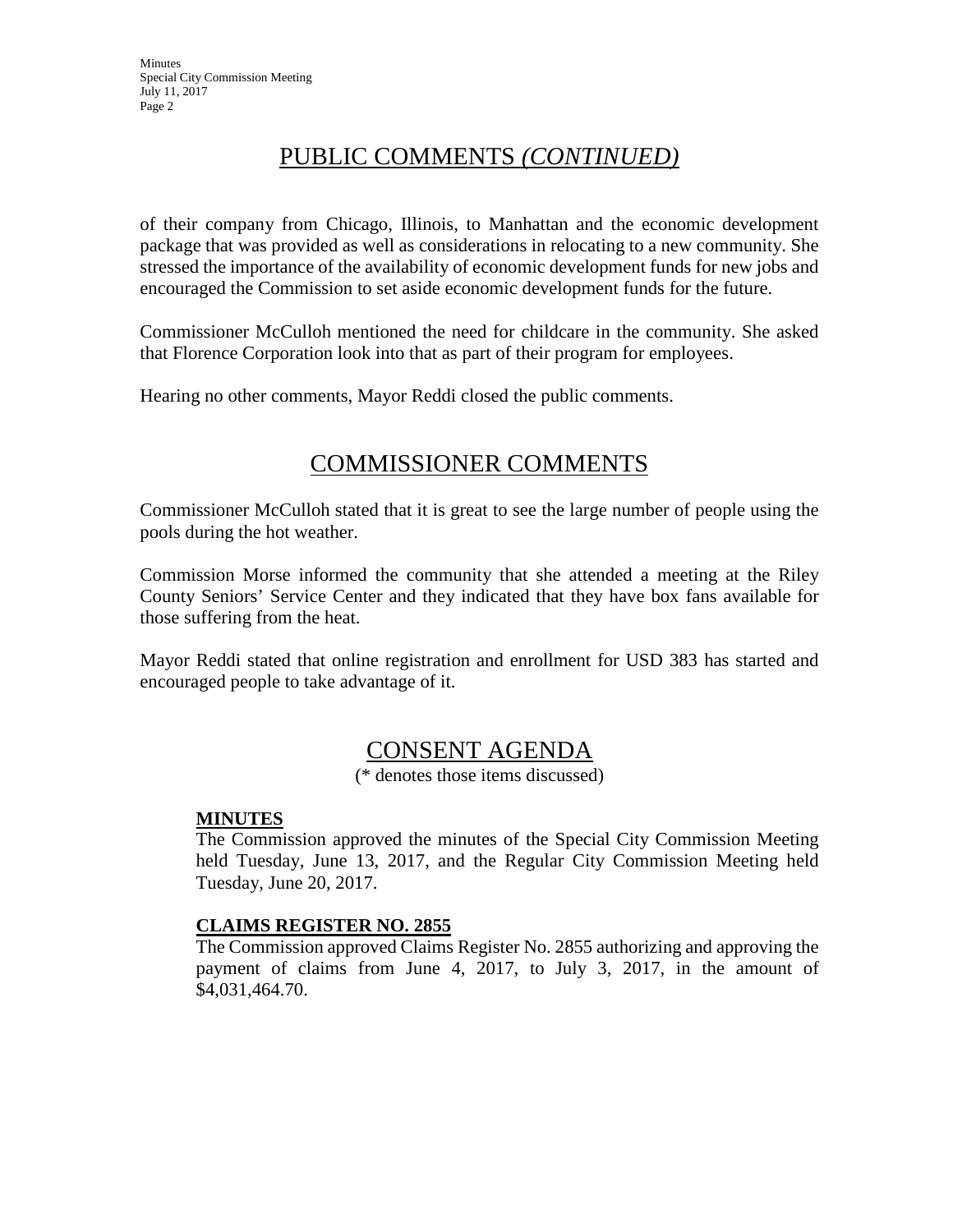# PUBLIC COMMENTS *(CONTINUED)*

of their company from Chicago, Illinois, to Manhattan and the economic development package that was provided as well as considerations in relocating to a new community. She stressed the importance of the availability of economic development funds for new jobs and encouraged the Commission to set aside economic development funds for the future.

Commissioner McCulloh mentioned the need for childcare in the community. She asked that Florence Corporation look into that as part of their program for employees.

Hearing no other comments, Mayor Reddi closed the public comments.

# COMMISSIONER COMMENTS

Commissioner McCulloh stated that it is great to see the large number of people using the pools during the hot weather.

Commission Morse informed the community that she attended a meeting at the Riley County Seniors' Service Center and they indicated that they have box fans available for those suffering from the heat.

Mayor Reddi stated that online registration and enrollment for USD 383 has started and encouraged people to take advantage of it.

# CONSENT AGENDA

(* denotes those items discussed)

**MINUTES**

The Commission approved the minutes of the Special City Commission Meeting held Tuesday, June 13, 2017, and the Regular City Commission Meeting held Tuesday, June 20, 2017.

**CLAIMS REGISTER NO. 2855**

The Commission approved Claims Register No. 2855 authorizing and approving the payment of claims from June 4, 2017, to July 3, 2017, in the amount of $4,031,464.70.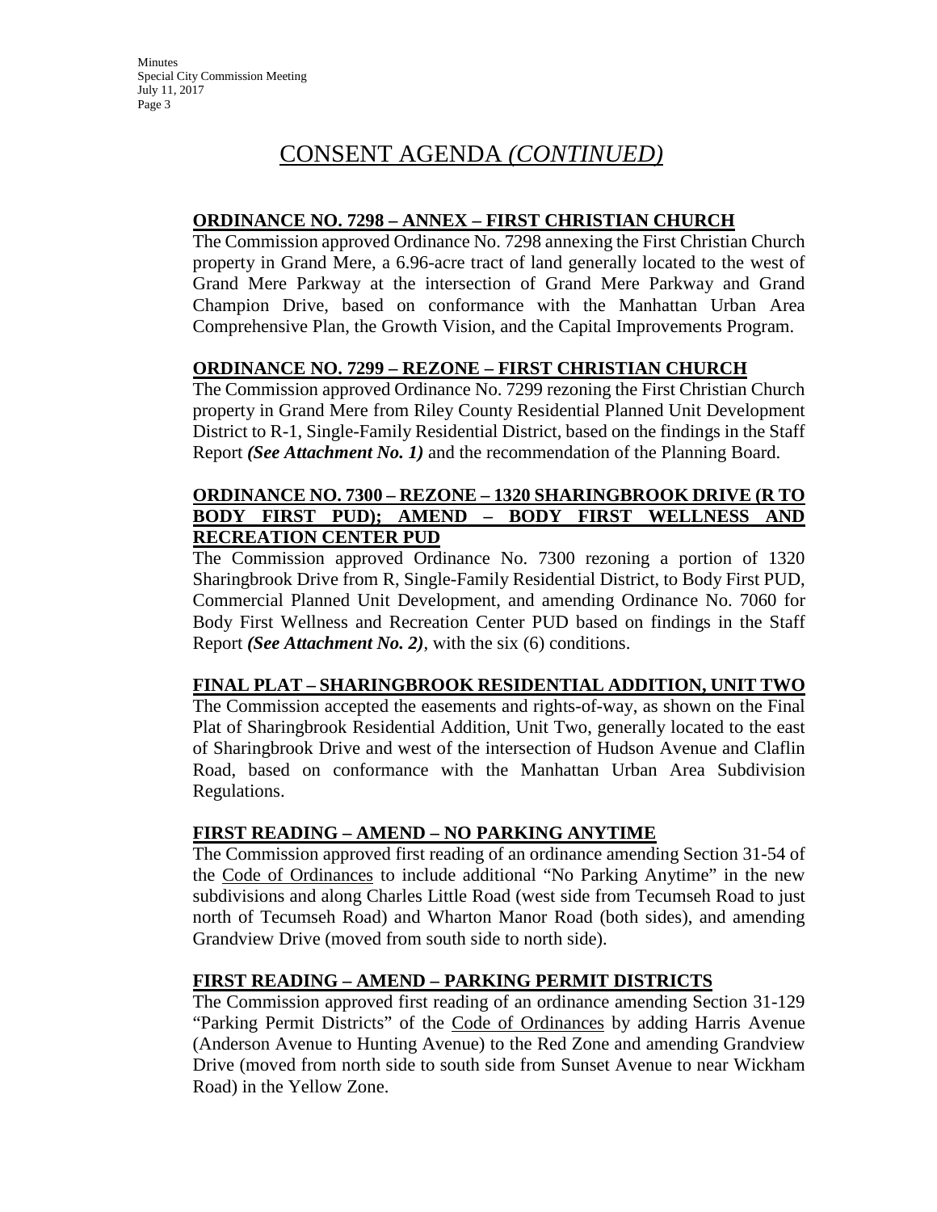# CONSENT AGENDA *(CONTINUED)*

**ORDINANCE NO. 7298 – ANNEX – FIRST CHRISTIAN CHURCH**

The Commission approved Ordinance No. 7298 annexing the First Christian Church property in Grand Mere, a 6.96-acre tract of land generally located to the west of Grand Mere Parkway at the intersection of Grand Mere Parkway and Grand Champion Drive, based on conformance with the Manhattan Urban Area Comprehensive Plan, the Growth Vision, and the Capital Improvements Program.

**ORDINANCE NO. 7299 – REZONE – FIRST CHRISTIAN CHURCH**

The Commission approved Ordinance No. 7299 rezoning the First Christian Church property in Grand Mere from Riley County Residential Planned Unit Development District to R-1, Single-Family Residential District, based on the findings in the Staff Report ***(See Attachment No. 1)*** and the recommendation of the Planning Board.

**ORDINANCE NO. 7300 – REZONE – 1320 SHARINGBROOK DRIVE (R TO BODY FIRST PUD); AMEND – BODY FIRST WELLNESS AND RECREATION CENTER PUD**

The Commission approved Ordinance No. 7300 rezoning a portion of 1320 Sharingbrook Drive from R, Single-Family Residential District, to Body First PUD, Commercial Planned Unit Development, and amending Ordinance No. 7060 for Body First Wellness and Recreation Center PUD based on findings in the Staff Report ***(See Attachment No. 2)***, with the six (6) conditions.

**FINAL PLAT – SHARINGBROOK RESIDENTIAL ADDITION, UNIT TWO**

The Commission accepted the easements and rights-of-way, as shown on the Final Plat of Sharingbrook Residential Addition, Unit Two, generally located to the east of Sharingbrook Drive and west of the intersection of Hudson Avenue and Claflin Road, based on conformance with the Manhattan Urban Area Subdivision Regulations.

**FIRST READING – AMEND – NO PARKING ANYTIME**

The Commission approved first reading of an ordinance amending Section 31-54 of the Code of Ordinances to include additional "No Parking Anytime" in the new subdivisions and along Charles Little Road (west side from Tecumseh Road to just north of Tecumseh Road) and Wharton Manor Road (both sides), and amending Grandview Drive (moved from south side to north side).

**FIRST READING – AMEND – PARKING PERMIT DISTRICTS**

The Commission approved first reading of an ordinance amending Section 31-129 "Parking Permit Districts" of the Code of Ordinances by adding Harris Avenue (Anderson Avenue to Hunting Avenue) to the Red Zone and amending Grandview Drive (moved from north side to south side from Sunset Avenue to near Wickham Road) in the Yellow Zone.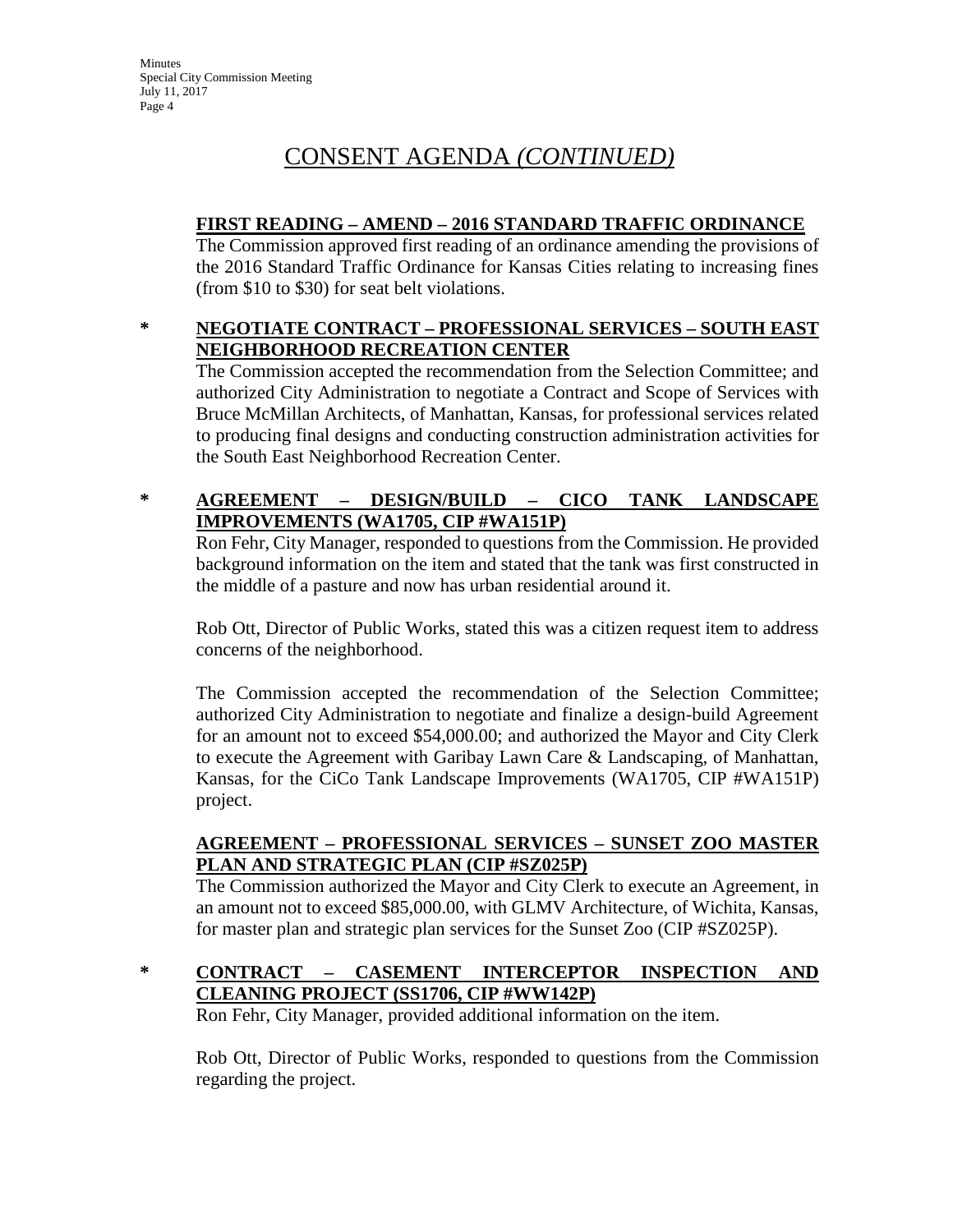# CONSENT AGENDA *(CONTINUED)*

**FIRST READING – AMEND – 2016 STANDARD TRAFFIC ORDINANCE**

The Commission approved first reading of an ordinance amending the provisions of the 2016 Standard Traffic Ordinance for Kansas Cities relating to increasing fines (from $10 to $30) for seat belt violations.

\* **NEGOTIATE CONTRACT – PROFESSIONAL SERVICES – SOUTH EAST NEIGHBORHOOD RECREATION CENTER**

The Commission accepted the recommendation from the Selection Committee; and authorized City Administration to negotiate a Contract and Scope of Services with Bruce McMillan Architects, of Manhattan, Kansas, for professional services related to producing final designs and conducting construction administration activities for the South East Neighborhood Recreation Center.

\* **AGREEMENT – DESIGN/BUILD – CICO TANK LANDSCAPE IMPROVEMENTS (WA1705, CIP #WA151P)**

Ron Fehr, City Manager, responded to questions from the Commission. He provided background information on the item and stated that the tank was first constructed in the middle of a pasture and now has urban residential around it.

Rob Ott, Director of Public Works, stated this was a citizen request item to address concerns of the neighborhood.

The Commission accepted the recommendation of the Selection Committee; authorized City Administration to negotiate and finalize a design-build Agreement for an amount not to exceed $54,000.00; and authorized the Mayor and City Clerk to execute the Agreement with Garibay Lawn Care & Landscaping, of Manhattan, Kansas, for the CiCo Tank Landscape Improvements (WA1705, CIP #WA151P) project.

**AGREEMENT – PROFESSIONAL SERVICES – SUNSET ZOO MASTER PLAN AND STRATEGIC PLAN (CIP #SZ025P)**

The Commission authorized the Mayor and City Clerk to execute an Agreement, in an amount not to exceed $85,000.00, with GLMV Architecture, of Wichita, Kansas, for master plan and strategic plan services for the Sunset Zoo (CIP #SZ025P).

\* **CONTRACT – CASEMENT INTERCEPTOR INSPECTION AND CLEANING PROJECT (SS1706, CIP #WW142P)**

Ron Fehr, City Manager, provided additional information on the item.

Rob Ott, Director of Public Works, responded to questions from the Commission regarding the project.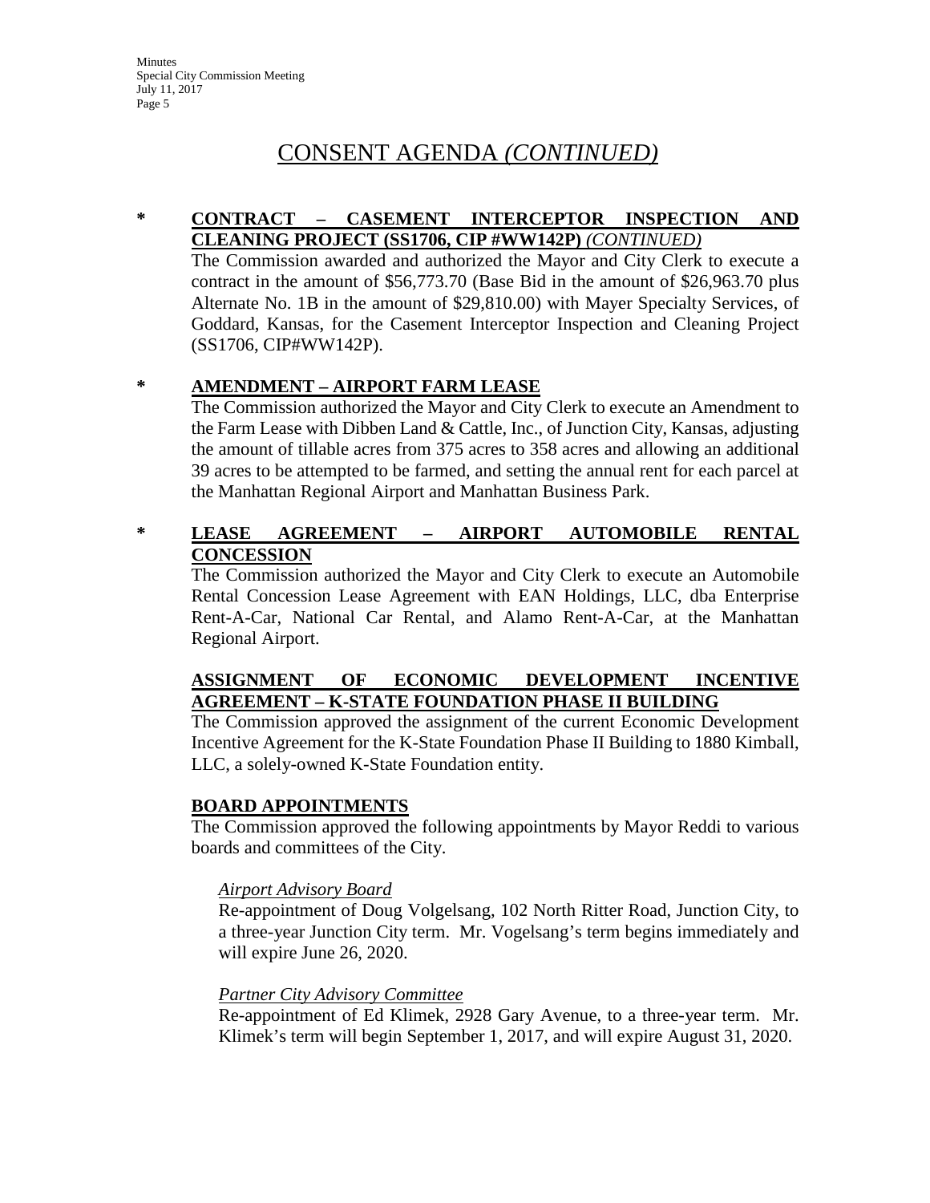## CONSENT AGENDA *(CONTINUED)*

\* **CONTRACT – CASEMENT INTERCEPTOR INSPECTION AND CLEANING PROJECT (SS1706, CIP #WW142P)** *(CONTINUED)*

The Commission awarded and authorized the Mayor and City Clerk to execute a contract in the amount of $56,773.70 (Base Bid in the amount of $26,963.70 plus Alternate No. 1B in the amount of $29,810.00) with Mayer Specialty Services, of Goddard, Kansas, for the Casement Interceptor Inspection and Cleaning Project (SS1706, CIP#WW142P).

\* **AMENDMENT – AIRPORT FARM LEASE**

The Commission authorized the Mayor and City Clerk to execute an Amendment to the Farm Lease with Dibben Land & Cattle, Inc., of Junction City, Kansas, adjusting the amount of tillable acres from 375 acres to 358 acres and allowing an additional 39 acres to be attempted to be farmed, and setting the annual rent for each parcel at the Manhattan Regional Airport and Manhattan Business Park.

\* **LEASE AGREEMENT – AIRPORT AUTOMOBILE RENTAL CONCESSION**

The Commission authorized the Mayor and City Clerk to execute an Automobile Rental Concession Lease Agreement with EAN Holdings, LLC, dba Enterprise Rent-A-Car, National Car Rental, and Alamo Rent-A-Car, at the Manhattan Regional Airport.

**ASSIGNMENT OF ECONOMIC DEVELOPMENT INCENTIVE AGREEMENT – K-STATE FOUNDATION PHASE II BUILDING**

The Commission approved the assignment of the current Economic Development Incentive Agreement for the K-State Foundation Phase II Building to 1880 Kimball, LLC, a solely-owned K-State Foundation entity.

**BOARD APPOINTMENTS**

The Commission approved the following appointments by Mayor Reddi to various boards and committees of the City.

*Airport Advisory Board*

Re-appointment of Doug Volgelsang, 102 North Ritter Road, Junction City, to a three-year Junction City term. Mr. Vogelsang's term begins immediately and will expire June 26, 2020.

*Partner City Advisory Committee*

Re-appointment of Ed Klimek, 2928 Gary Avenue, to a three-year term. Mr. Klimek's term will begin September 1, 2017, and will expire August 31, 2020.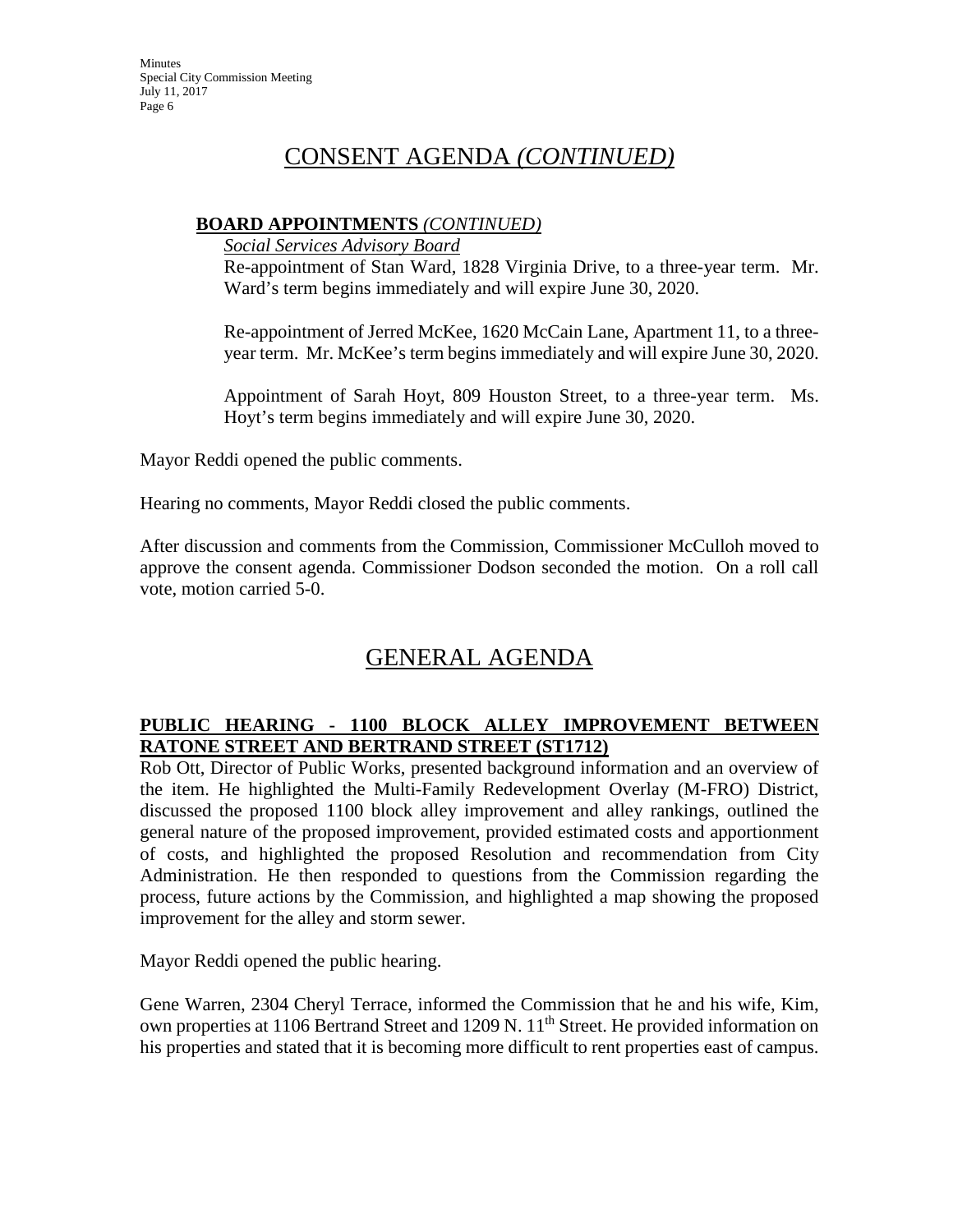# CONSENT AGENDA *(CONTINUED)*

**BOARD APPOINTMENTS** *(CONTINUED)*

*Social Services Advisory Board*

Re-appointment of Stan Ward, 1828 Virginia Drive, to a three-year term. Mr. Ward's term begins immediately and will expire June 30, 2020.

Re-appointment of Jerred McKee, 1620 McCain Lane, Apartment 11, to a three-year term. Mr. McKee's term begins immediately and will expire June 30, 2020.

Appointment of Sarah Hoyt, 809 Houston Street, to a three-year term. Ms. Hoyt's term begins immediately and will expire June 30, 2020.

Mayor Reddi opened the public comments.

Hearing no comments, Mayor Reddi closed the public comments.

After discussion and comments from the Commission, Commissioner McCulloh moved to approve the consent agenda. Commissioner Dodson seconded the motion. On a roll call vote, motion carried 5-0.

# GENERAL AGENDA

**PUBLIC HEARING - 1100 BLOCK ALLEY IMPROVEMENT BETWEEN RATONE STREET AND BERTRAND STREET (ST1712)**

Rob Ott, Director of Public Works, presented background information and an overview of the item. He highlighted the Multi-Family Redevelopment Overlay (M-FRO) District, discussed the proposed 1100 block alley improvement and alley rankings, outlined the general nature of the proposed improvement, provided estimated costs and apportionment of costs, and highlighted the proposed Resolution and recommendation from City Administration. He then responded to questions from the Commission regarding the process, future actions by the Commission, and highlighted a map showing the proposed improvement for the alley and storm sewer.

Mayor Reddi opened the public hearing.

Gene Warren, 2304 Cheryl Terrace, informed the Commission that he and his wife, Kim, own properties at 1106 Bertrand Street and 1209 N. 11th Street. He provided information on his properties and stated that it is becoming more difficult to rent properties east of campus.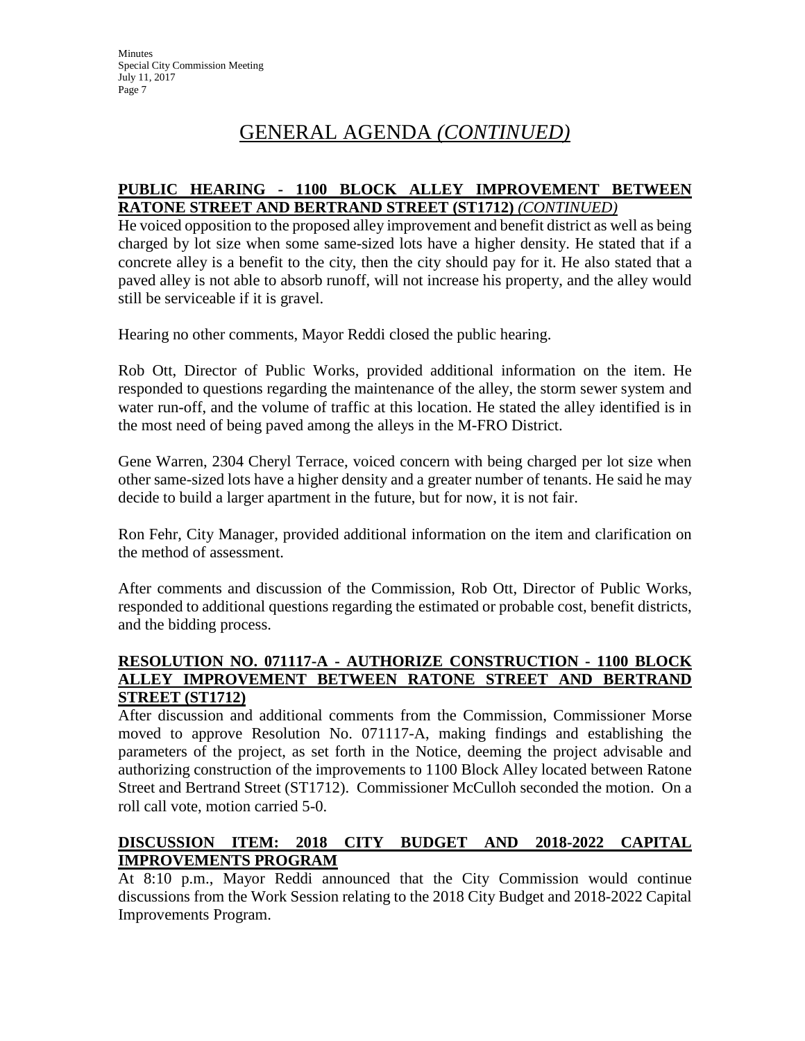# GENERAL AGENDA *(CONTINUED)*

## PUBLIC HEARING - 1100 BLOCK ALLEY IMPROVEMENT BETWEEN RATONE STREET AND BERTRAND STREET (ST1712) *(CONTINUED)*

He voiced opposition to the proposed alley improvement and benefit district as well as being charged by lot size when some same-sized lots have a higher density. He stated that if a concrete alley is a benefit to the city, then the city should pay for it. He also stated that a paved alley is not able to absorb runoff, will not increase his property, and the alley would still be serviceable if it is gravel.

Hearing no other comments, Mayor Reddi closed the public hearing.

Rob Ott, Director of Public Works, provided additional information on the item. He responded to questions regarding the maintenance of the alley, the storm sewer system and water run-off, and the volume of traffic at this location. He stated the alley identified is in the most need of being paved among the alleys in the M-FRO District.

Gene Warren, 2304 Cheryl Terrace, voiced concern with being charged per lot size when other same-sized lots have a higher density and a greater number of tenants. He said he may decide to build a larger apartment in the future, but for now, it is not fair.

Ron Fehr, City Manager, provided additional information on the item and clarification on the method of assessment.

After comments and discussion of the Commission, Rob Ott, Director of Public Works, responded to additional questions regarding the estimated or probable cost, benefit districts, and the bidding process.

## RESOLUTION NO. 071117-A - AUTHORIZE CONSTRUCTION - 1100 BLOCK ALLEY IMPROVEMENT BETWEEN RATONE STREET AND BERTRAND STREET (ST1712)

After discussion and additional comments from the Commission, Commissioner Morse moved to approve Resolution No. 071117-A, making findings and establishing the parameters of the project, as set forth in the Notice, deeming the project advisable and authorizing construction of the improvements to 1100 Block Alley located between Ratone Street and Bertrand Street (ST1712). Commissioner McCulloh seconded the motion. On a roll call vote, motion carried 5-0.

## DISCUSSION ITEM: 2018 CITY BUDGET AND 2018-2022 CAPITAL IMPROVEMENTS PROGRAM

At 8:10 p.m., Mayor Reddi announced that the City Commission would continue discussions from the Work Session relating to the 2018 City Budget and 2018-2022 Capital Improvements Program.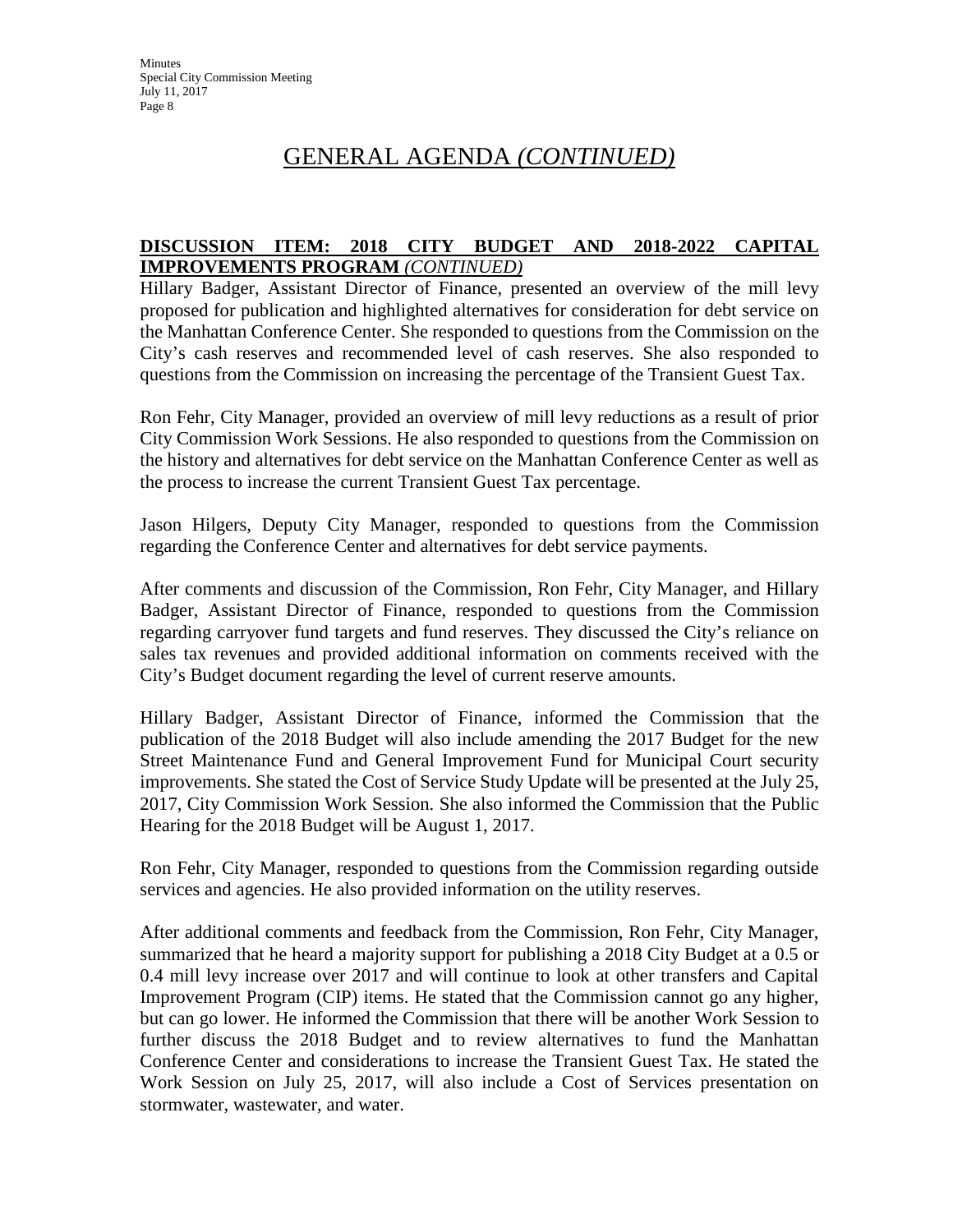# GENERAL AGENDA *(CONTINUED)*

**DISCUSSION ITEM: 2018 CITY BUDGET AND 2018-2022 CAPITAL IMPROVEMENTS PROGRAM** ***(CONTINUED)***

Hillary Badger, Assistant Director of Finance, presented an overview of the mill levy proposed for publication and highlighted alternatives for consideration for debt service on the Manhattan Conference Center. She responded to questions from the Commission on the City's cash reserves and recommended level of cash reserves. She also responded to questions from the Commission on increasing the percentage of the Transient Guest Tax.

Ron Fehr, City Manager, provided an overview of mill levy reductions as a result of prior City Commission Work Sessions. He also responded to questions from the Commission on the history and alternatives for debt service on the Manhattan Conference Center as well as the process to increase the current Transient Guest Tax percentage.

Jason Hilgers, Deputy City Manager, responded to questions from the Commission regarding the Conference Center and alternatives for debt service payments.

After comments and discussion of the Commission, Ron Fehr, City Manager, and Hillary Badger, Assistant Director of Finance, responded to questions from the Commission regarding carryover fund targets and fund reserves. They discussed the City's reliance on sales tax revenues and provided additional information on comments received with the City's Budget document regarding the level of current reserve amounts.

Hillary Badger, Assistant Director of Finance, informed the Commission that the publication of the 2018 Budget will also include amending the 2017 Budget for the new Street Maintenance Fund and General Improvement Fund for Municipal Court security improvements. She stated the Cost of Service Study Update will be presented at the July 25, 2017, City Commission Work Session. She also informed the Commission that the Public Hearing for the 2018 Budget will be August 1, 2017.

Ron Fehr, City Manager, responded to questions from the Commission regarding outside services and agencies. He also provided information on the utility reserves.

After additional comments and feedback from the Commission, Ron Fehr, City Manager, summarized that he heard a majority support for publishing a 2018 City Budget at a 0.5 or 0.4 mill levy increase over 2017 and will continue to look at other transfers and Capital Improvement Program (CIP) items. He stated that the Commission cannot go any higher, but can go lower. He informed the Commission that there will be another Work Session to further discuss the 2018 Budget and to review alternatives to fund the Manhattan Conference Center and considerations to increase the Transient Guest Tax. He stated the Work Session on July 25, 2017, will also include a Cost of Services presentation on stormwater, wastewater, and water.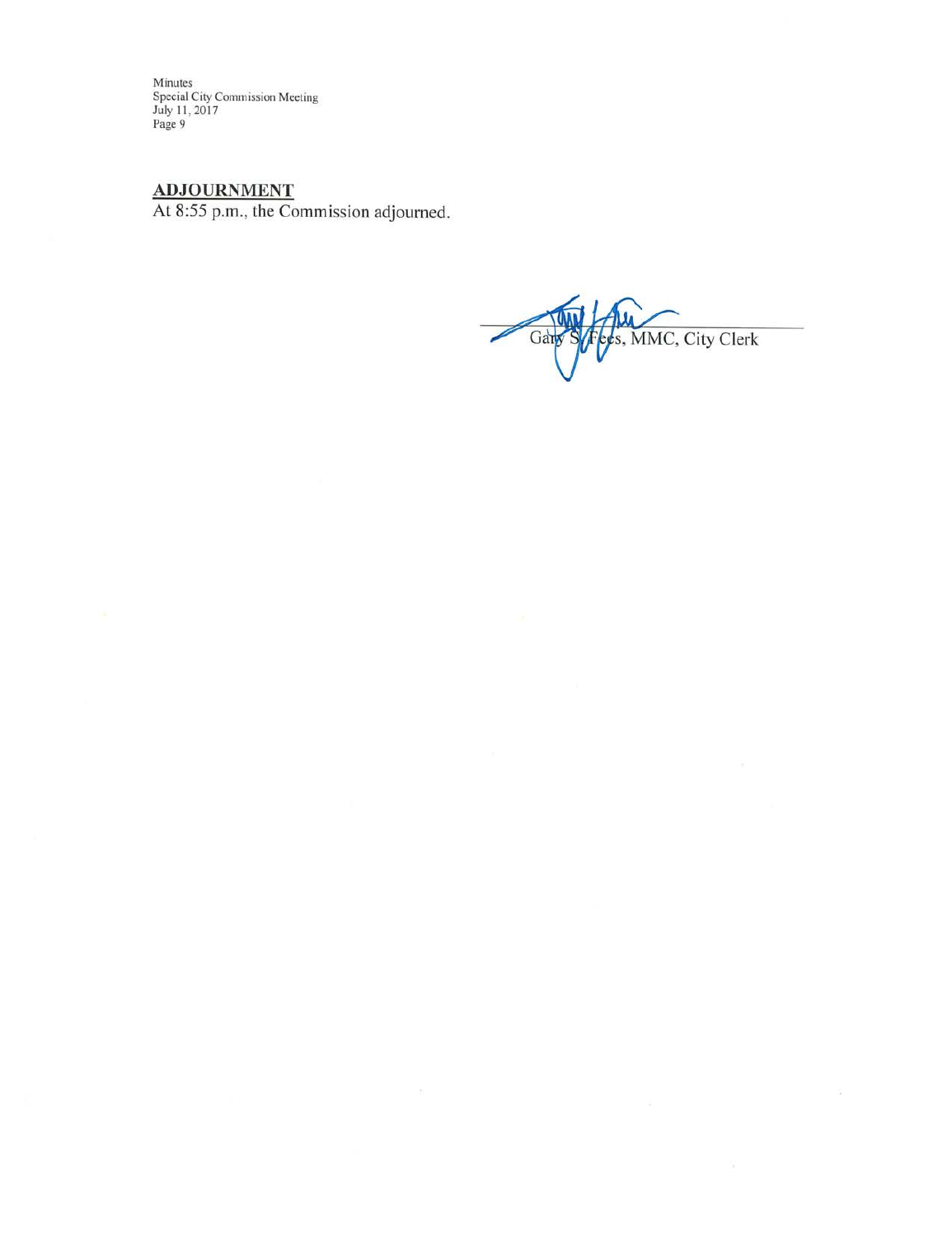## ADJOURNMENT

At 8:55 p.m., the Commission adjourned.

Gary S. Fees, MMC, City Clerk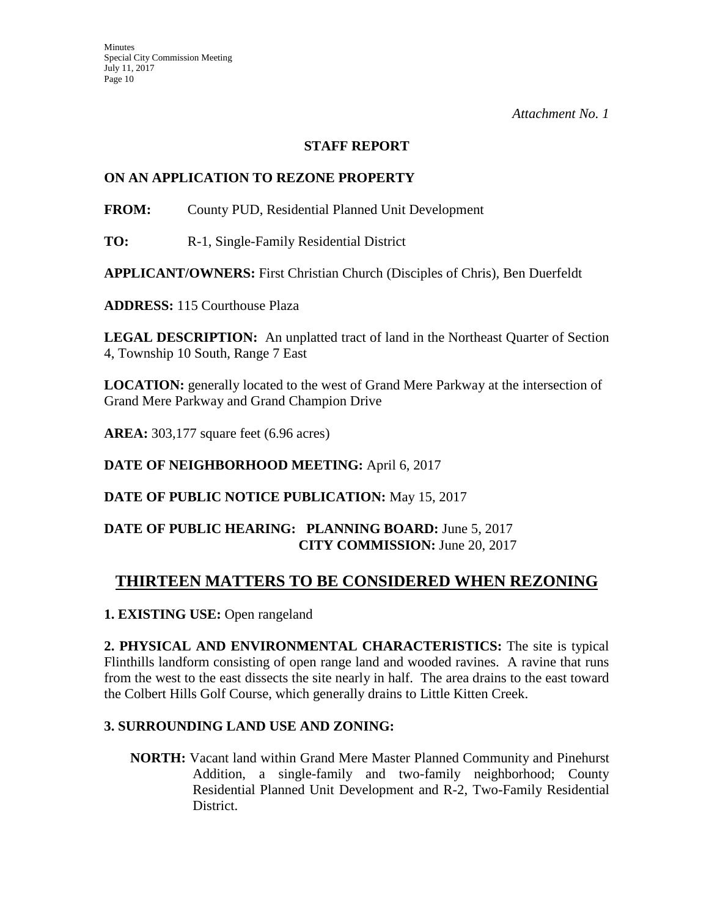*Attachment No. 1*

**STAFF REPORT**

**ON AN APPLICATION TO REZONE PROPERTY**

**FROM:** County PUD, Residential Planned Unit Development

**TO:** R-1, Single-Family Residential District

**APPLICANT/OWNERS:** First Christian Church (Disciples of Chris), Ben Duerfeldt

**ADDRESS:** 115 Courthouse Plaza

**LEGAL DESCRIPTION:** An unplatted tract of land in the Northeast Quarter of Section 4, Township 10 South, Range 7 East

**LOCATION:** generally located to the west of Grand Mere Parkway at the intersection of Grand Mere Parkway and Grand Champion Drive

**AREA:** 303,177 square feet (6.96 acres)

**DATE OF NEIGHBORHOOD MEETING:** April 6, 2017

**DATE OF PUBLIC NOTICE PUBLICATION:** May 15, 2017

**DATE OF PUBLIC HEARING: PLANNING BOARD:** June 5, 2017
**CITY COMMISSION:** June 20, 2017

## THIRTEEN MATTERS TO BE CONSIDERED WHEN REZONING

**1. EXISTING USE:** Open rangeland

**2. PHYSICAL AND ENVIRONMENTAL CHARACTERISTICS:** The site is typical Flinthills landform consisting of open range land and wooded ravines. A ravine that runs from the west to the east dissects the site nearly in half. The area drains to the east toward the Colbert Hills Golf Course, which generally drains to Little Kitten Creek.

**3. SURROUNDING LAND USE AND ZONING:**

**NORTH:** Vacant land within Grand Mere Master Planned Community and Pinehurst Addition, a single-family and two-family neighborhood; County Residential Planned Unit Development and R-2, Two-Family Residential District.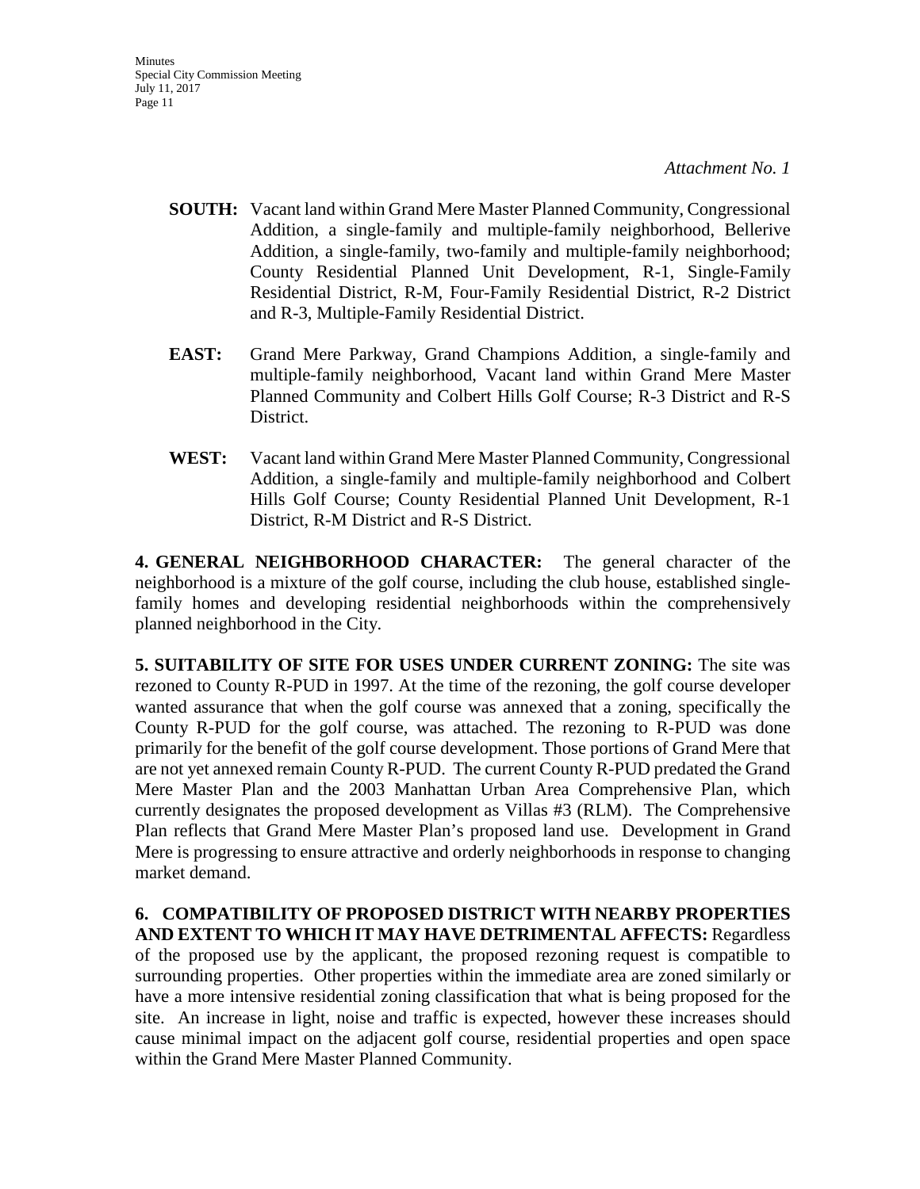*Attachment No. 1*

**SOUTH:** Vacant land within Grand Mere Master Planned Community, Congressional Addition, a single-family and multiple-family neighborhood, Bellerive Addition, a single-family, two-family and multiple-family neighborhood; County Residential Planned Unit Development, R-1, Single-Family Residential District, R-M, Four-Family Residential District, R-2 District and R-3, Multiple-Family Residential District.

**EAST:** Grand Mere Parkway, Grand Champions Addition, a single-family and multiple-family neighborhood, Vacant land within Grand Mere Master Planned Community and Colbert Hills Golf Course; R-3 District and R-S District.

**WEST:** Vacant land within Grand Mere Master Planned Community, Congressional Addition, a single-family and multiple-family neighborhood and Colbert Hills Golf Course; County Residential Planned Unit Development, R-1 District, R-M District and R-S District.

**4. GENERAL NEIGHBORHOOD CHARACTER:** The general character of the neighborhood is a mixture of the golf course, including the club house, established single-family homes and developing residential neighborhoods within the comprehensively planned neighborhood in the City.

**5. SUITABILITY OF SITE FOR USES UNDER CURRENT ZONING:** The site was rezoned to County R-PUD in 1997. At the time of the rezoning, the golf course developer wanted assurance that when the golf course was annexed that a zoning, specifically the County R-PUD for the golf course, was attached. The rezoning to R-PUD was done primarily for the benefit of the golf course development. Those portions of Grand Mere that are not yet annexed remain County R-PUD. The current County R-PUD predated the Grand Mere Master Plan and the 2003 Manhattan Urban Area Comprehensive Plan, which currently designates the proposed development as Villas #3 (RLM). The Comprehensive Plan reflects that Grand Mere Master Plan's proposed land use. Development in Grand Mere is progressing to ensure attractive and orderly neighborhoods in response to changing market demand.

**6. COMPATIBILITY OF PROPOSED DISTRICT WITH NEARBY PROPERTIES AND EXTENT TO WHICH IT MAY HAVE DETRIMENTAL AFFECTS:** Regardless of the proposed use by the applicant, the proposed rezoning request is compatible to surrounding properties. Other properties within the immediate area are zoned similarly or have a more intensive residential zoning classification that what is being proposed for the site. An increase in light, noise and traffic is expected, however these increases should cause minimal impact on the adjacent golf course, residential properties and open space within the Grand Mere Master Planned Community.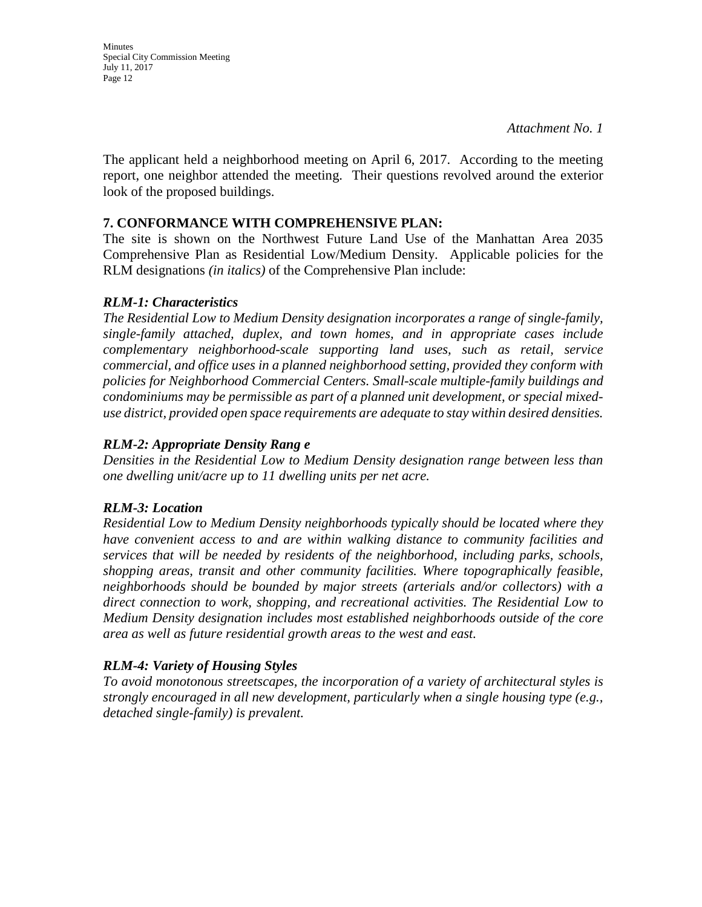*Attachment No. 1*

The applicant held a neighborhood meeting on April 6, 2017. According to the meeting report, one neighbor attended the meeting. Their questions revolved around the exterior look of the proposed buildings.

**7. CONFORMANCE WITH COMPREHENSIVE PLAN:**

The site is shown on the Northwest Future Land Use of the Manhattan Area 2035 Comprehensive Plan as Residential Low/Medium Density. Applicable policies for the RLM designations *(in italics)* of the Comprehensive Plan include:

***RLM-1: Characteristics***

*The Residential Low to Medium Density designation incorporates a range of single-family, single-family attached, duplex, and town homes, and in appropriate cases include complementary neighborhood-scale supporting land uses, such as retail, service commercial, and office uses in a planned neighborhood setting, provided they conform with policies for Neighborhood Commercial Centers. Small-scale multiple-family buildings and condominiums may be permissible as part of a planned unit development, or special mixed-use district, provided open space requirements are adequate to stay within desired densities.*

***RLM-2: Appropriate Density Rang e***

*Densities in the Residential Low to Medium Density designation range between less than one dwelling unit/acre up to 11 dwelling units per net acre.*

***RLM-3: Location***

*Residential Low to Medium Density neighborhoods typically should be located where they have convenient access to and are within walking distance to community facilities and services that will be needed by residents of the neighborhood, including parks, schools, shopping areas, transit and other community facilities. Where topographically feasible, neighborhoods should be bounded by major streets (arterials and/or collectors) with a direct connection to work, shopping, and recreational activities. The Residential Low to Medium Density designation includes most established neighborhoods outside of the core area as well as future residential growth areas to the west and east.*

***RLM-4: Variety of Housing Styles***

*To avoid monotonous streetscapes, the incorporation of a variety of architectural styles is strongly encouraged in all new development, particularly when a single housing type (e.g., detached single-family) is prevalent.*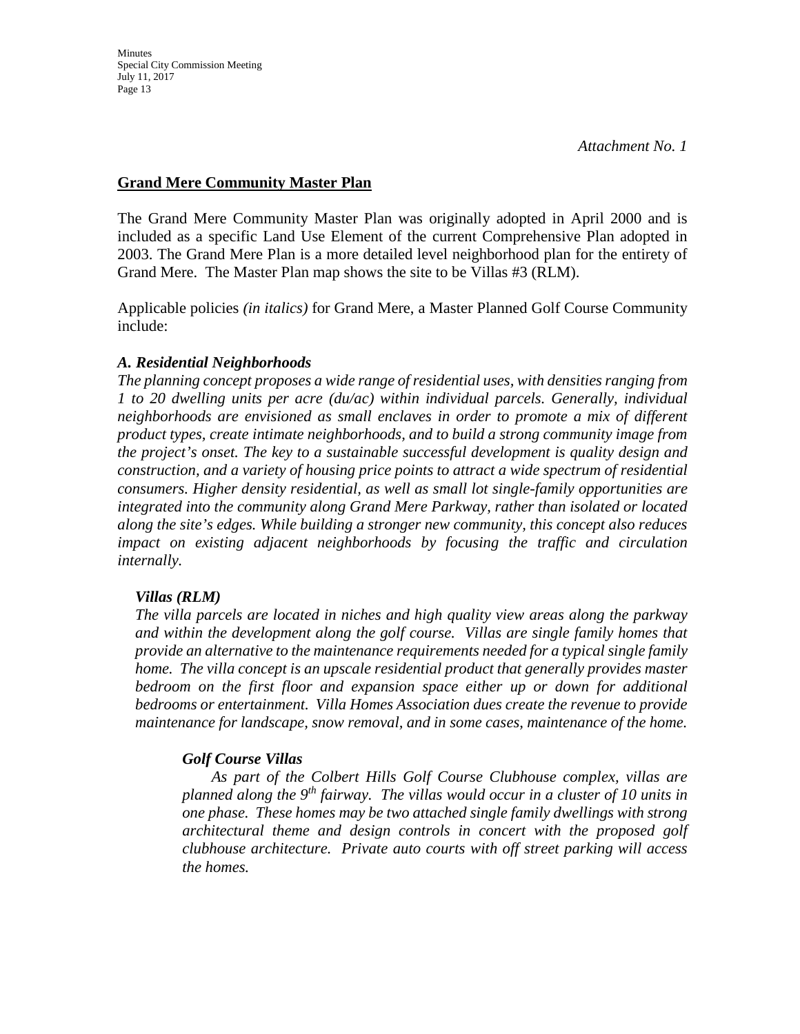*Attachment No. 1*

## Grand Mere Community Master Plan

The Grand Mere Community Master Plan was originally adopted in April 2000 and is included as a specific Land Use Element of the current Comprehensive Plan adopted in 2003. The Grand Mere Plan is a more detailed level neighborhood plan for the entirety of Grand Mere. The Master Plan map shows the site to be Villas #3 (RLM).

Applicable policies *(in italics)* for Grand Mere, a Master Planned Golf Course Community include:

### *A. Residential Neighborhoods*

*The planning concept proposes a wide range of residential uses, with densities ranging from 1 to 20 dwelling units per acre (du/ac) within individual parcels. Generally, individual neighborhoods are envisioned as small enclaves in order to promote a mix of different product types, create intimate neighborhoods, and to build a strong community image from the project's onset. The key to a sustainable successful development is quality design and construction, and a variety of housing price points to attract a wide spectrum of residential consumers. Higher density residential, as well as small lot single-family opportunities are integrated into the community along Grand Mere Parkway, rather than isolated or located along the site's edges. While building a stronger new community, this concept also reduces impact on existing adjacent neighborhoods by focusing the traffic and circulation internally.*

#### *Villas (RLM)*

*The villa parcels are located in niches and high quality view areas along the parkway and within the development along the golf course. Villas are single family homes that provide an alternative to the maintenance requirements needed for a typical single family home. The villa concept is an upscale residential product that generally provides master bedroom on the first floor and expansion space either up or down for additional bedrooms or entertainment. Villa Homes Association dues create the revenue to provide maintenance for landscape, snow removal, and in some cases, maintenance of the home.*

##### *Golf Course Villas*

*As part of the Colbert Hills Golf Course Clubhouse complex, villas are planned along the 9th fairway. The villas would occur in a cluster of 10 units in one phase. These homes may be two attached single family dwellings with strong architectural theme and design controls in concert with the proposed golf clubhouse architecture. Private auto courts with off street parking will access the homes.*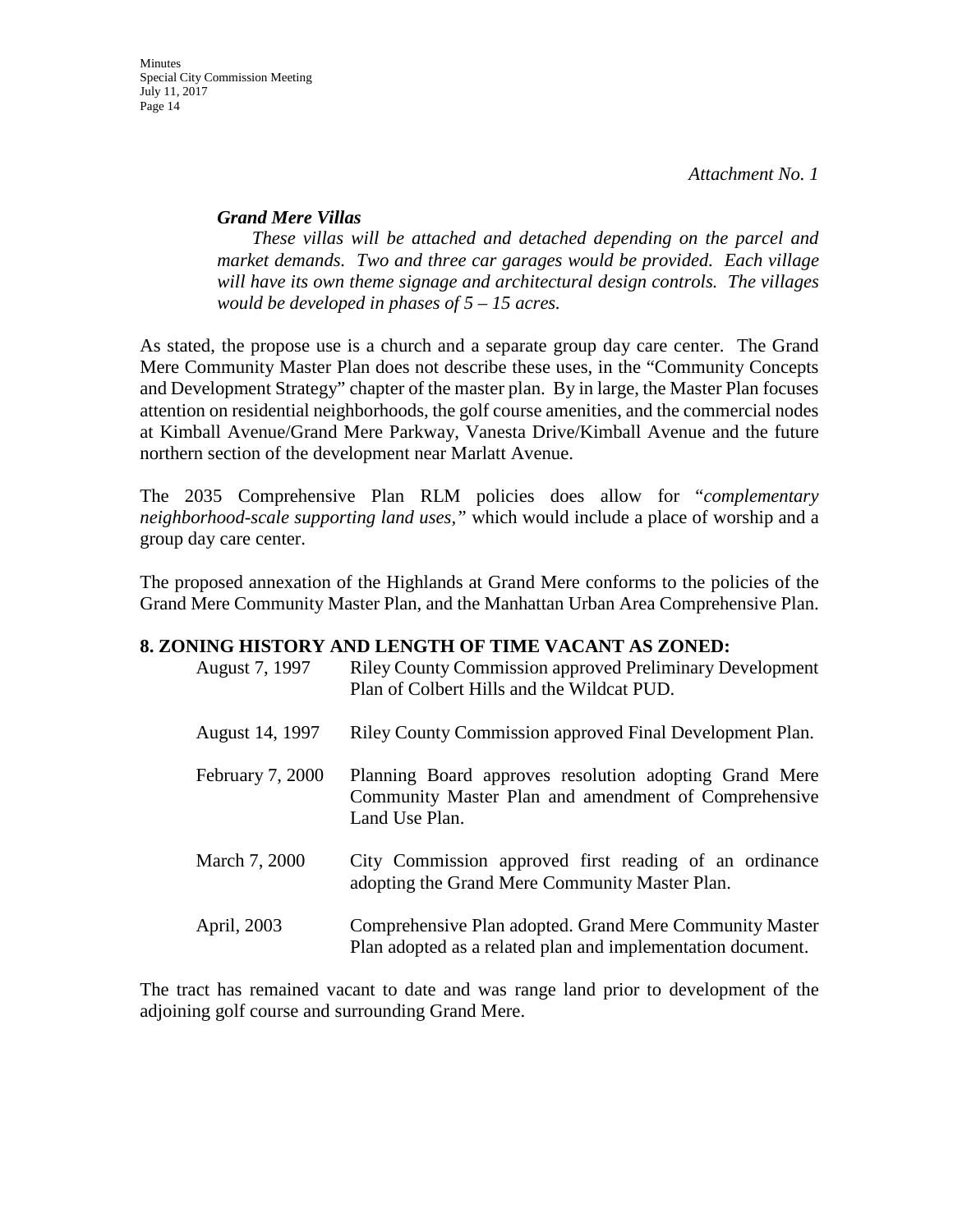*Attachment No. 1*

***Grand Mere Villas***

*These villas will be attached and detached depending on the parcel and market demands. Two and three car garages would be provided. Each village will have its own theme signage and architectural design controls. The villages would be developed in phases of 5 – 15 acres.*

As stated, the propose use is a church and a separate group day care center. The Grand Mere Community Master Plan does not describe these uses, in the "Community Concepts and Development Strategy" chapter of the master plan. By in large, the Master Plan focuses attention on residential neighborhoods, the golf course amenities, and the commercial nodes at Kimball Avenue/Grand Mere Parkway, Vanesta Drive/Kimball Avenue and the future northern section of the development near Marlatt Avenue.

The 2035 Comprehensive Plan RLM policies does allow for "*complementary neighborhood-scale supporting land uses,"* which would include a place of worship and a group day care center.

The proposed annexation of the Highlands at Grand Mere conforms to the policies of the Grand Mere Community Master Plan, and the Manhattan Urban Area Comprehensive Plan.

**8. ZONING HISTORY AND LENGTH OF TIME VACANT AS ZONED:**

| | |
|---|---|
| August 7, 1997 | Riley County Commission approved Preliminary Development Plan of Colbert Hills and the Wildcat PUD. |
| August 14, 1997 | Riley County Commission approved Final Development Plan. |
| February 7, 2000 | Planning Board approves resolution adopting Grand Mere Community Master Plan and amendment of Comprehensive Land Use Plan. |
| March 7, 2000 | City Commission approved first reading of an ordinance adopting the Grand Mere Community Master Plan. |
| April, 2003 | Comprehensive Plan adopted. Grand Mere Community Master Plan adopted as a related plan and implementation document. |

The tract has remained vacant to date and was range land prior to development of the adjoining golf course and surrounding Grand Mere.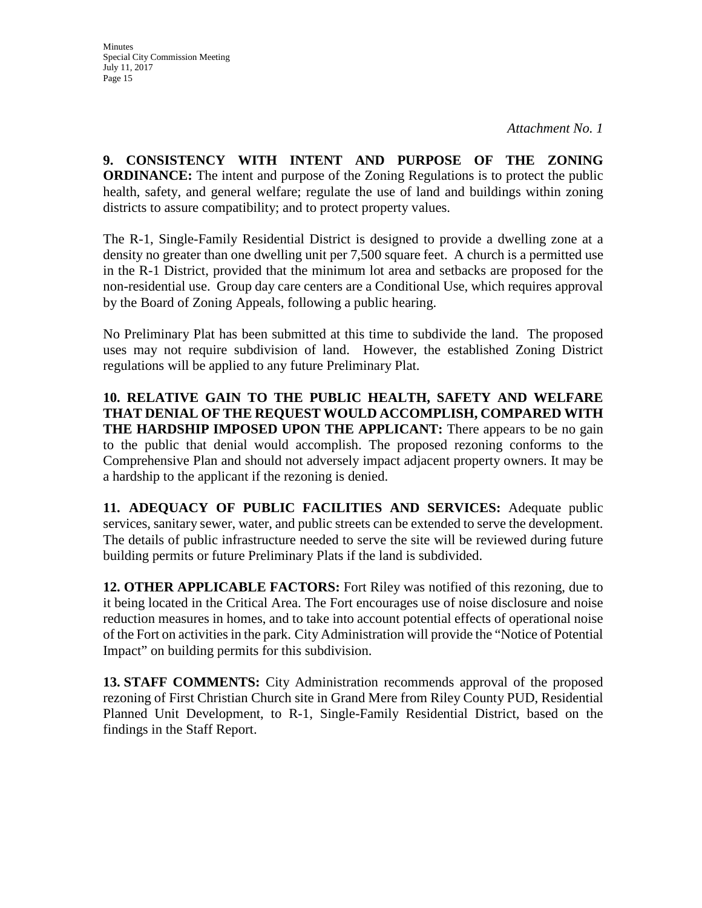*Attachment No. 1*

**9. CONSISTENCY WITH INTENT AND PURPOSE OF THE ZONING ORDINANCE:** The intent and purpose of the Zoning Regulations is to protect the public health, safety, and general welfare; regulate the use of land and buildings within zoning districts to assure compatibility; and to protect property values.

The R-1, Single-Family Residential District is designed to provide a dwelling zone at a density no greater than one dwelling unit per 7,500 square feet. A church is a permitted use in the R-1 District, provided that the minimum lot area and setbacks are proposed for the non-residential use. Group day care centers are a Conditional Use, which requires approval by the Board of Zoning Appeals, following a public hearing.

No Preliminary Plat has been submitted at this time to subdivide the land. The proposed uses may not require subdivision of land. However, the established Zoning District regulations will be applied to any future Preliminary Plat.

**10. RELATIVE GAIN TO THE PUBLIC HEALTH, SAFETY AND WELFARE THAT DENIAL OF THE REQUEST WOULD ACCOMPLISH, COMPARED WITH THE HARDSHIP IMPOSED UPON THE APPLICANT:** There appears to be no gain to the public that denial would accomplish. The proposed rezoning conforms to the Comprehensive Plan and should not adversely impact adjacent property owners. It may be a hardship to the applicant if the rezoning is denied.

**11. ADEQUACY OF PUBLIC FACILITIES AND SERVICES:** Adequate public services, sanitary sewer, water, and public streets can be extended to serve the development. The details of public infrastructure needed to serve the site will be reviewed during future building permits or future Preliminary Plats if the land is subdivided.

**12. OTHER APPLICABLE FACTORS:** Fort Riley was notified of this rezoning, due to it being located in the Critical Area. The Fort encourages use of noise disclosure and noise reduction measures in homes, and to take into account potential effects of operational noise of the Fort on activities in the park. City Administration will provide the "Notice of Potential Impact" on building permits for this subdivision.

**13. STAFF COMMENTS:** City Administration recommends approval of the proposed rezoning of First Christian Church site in Grand Mere from Riley County PUD, Residential Planned Unit Development, to R-1, Single-Family Residential District, based on the findings in the Staff Report.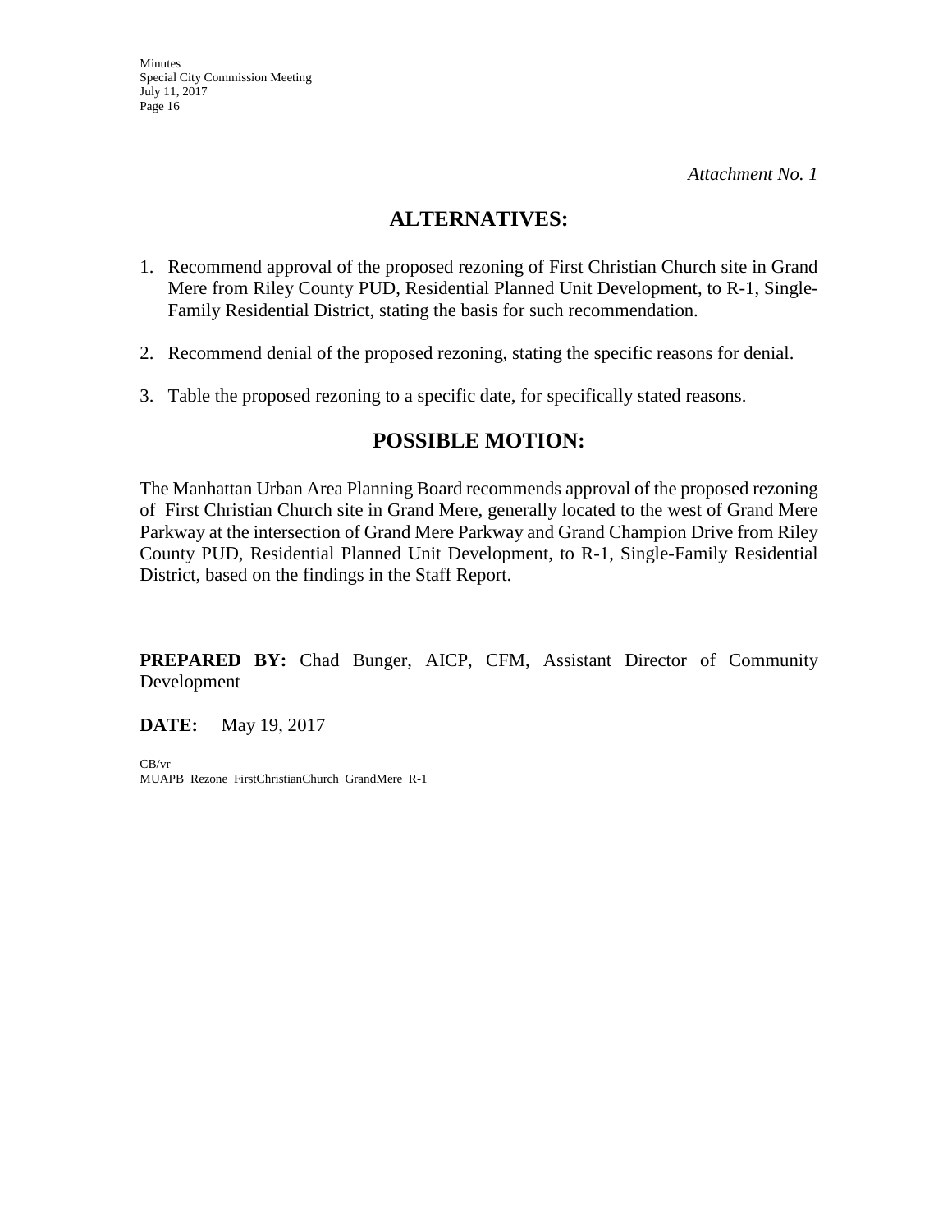*Attachment No. 1*

## ALTERNATIVES:

1. Recommend approval of the proposed rezoning of First Christian Church site in Grand Mere from Riley County PUD, Residential Planned Unit Development, to R-1, Single-Family Residential District, stating the basis for such recommendation.

2. Recommend denial of the proposed rezoning, stating the specific reasons for denial.

3. Table the proposed rezoning to a specific date, for specifically stated reasons.

## POSSIBLE MOTION:

The Manhattan Urban Area Planning Board recommends approval of the proposed rezoning of First Christian Church site in Grand Mere, generally located to the west of Grand Mere Parkway at the intersection of Grand Mere Parkway and Grand Champion Drive from Riley County PUD, Residential Planned Unit Development, to R-1, Single-Family Residential District, based on the findings in the Staff Report.

**PREPARED BY:** Chad Bunger, AICP, CFM, Assistant Director of Community Development

**DATE:** May 19, 2017

CB/vr
MUAPB_Rezone_FirstChristianChurch_GrandMere_R-1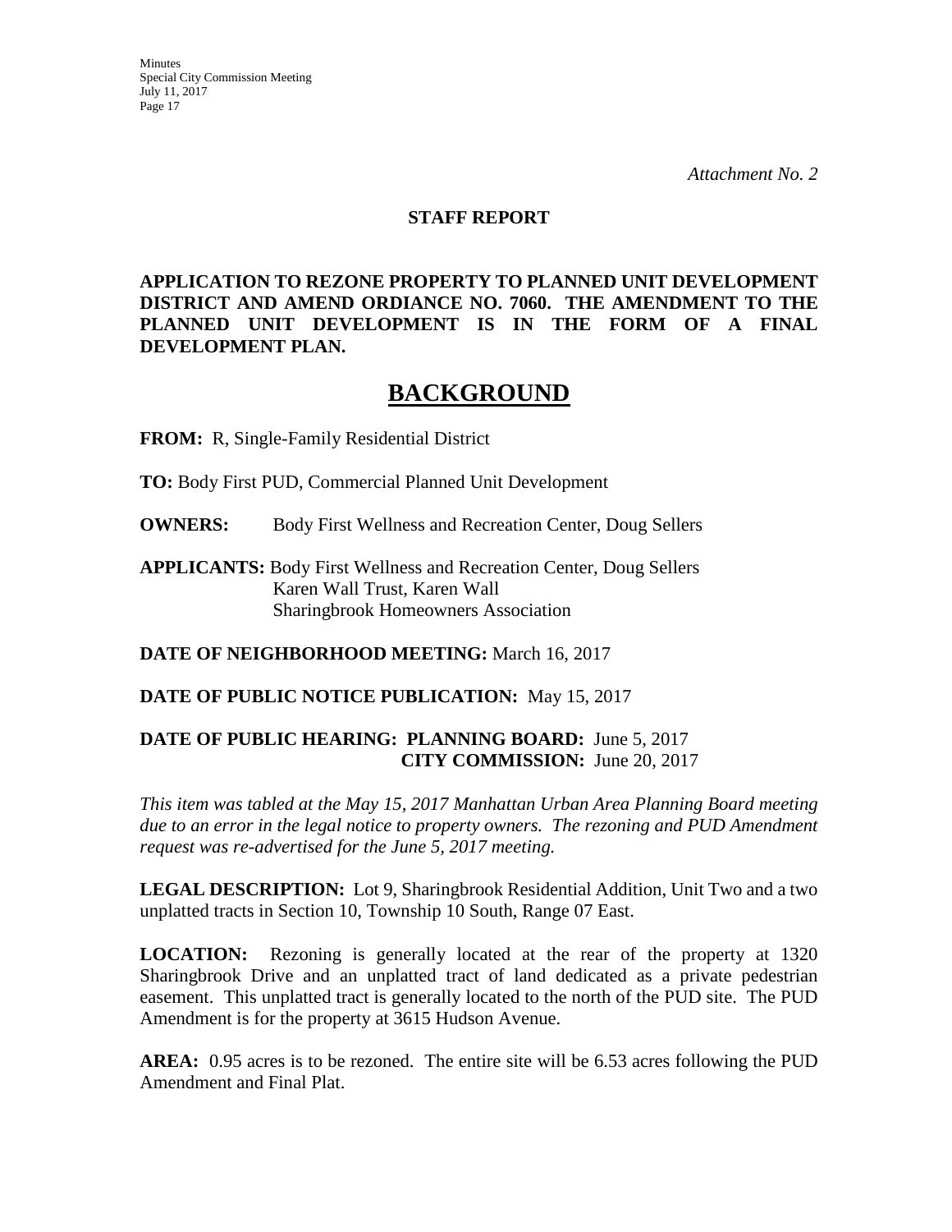*Attachment No. 2*

**STAFF REPORT**

**APPLICATION TO REZONE PROPERTY TO PLANNED UNIT DEVELOPMENT DISTRICT AND AMEND ORDIANCE NO. 7060. THE AMENDMENT TO THE PLANNED UNIT DEVELOPMENT IS IN THE FORM OF A FINAL DEVELOPMENT PLAN.**

# BACKGROUND

**FROM:** R, Single-Family Residential District

**TO:** Body First PUD, Commercial Planned Unit Development

**OWNERS:** Body First Wellness and Recreation Center, Doug Sellers

**APPLICANTS:** Body First Wellness and Recreation Center, Doug Sellers
Karen Wall Trust, Karen Wall
Sharingbrook Homeowners Association

**DATE OF NEIGHBORHOOD MEETING:** March 16, 2017

**DATE OF PUBLIC NOTICE PUBLICATION:** May 15, 2017

**DATE OF PUBLIC HEARING: PLANNING BOARD:** June 5, 2017
**CITY COMMISSION:** June 20, 2017

*This item was tabled at the May 15, 2017 Manhattan Urban Area Planning Board meeting due to an error in the legal notice to property owners. The rezoning and PUD Amendment request was re-advertised for the June 5, 2017 meeting.*

**LEGAL DESCRIPTION:** Lot 9, Sharingbrook Residential Addition, Unit Two and a two unplatted tracts in Section 10, Township 10 South, Range 07 East.

**LOCATION:** Rezoning is generally located at the rear of the property at 1320 Sharingbrook Drive and an unplatted tract of land dedicated as a private pedestrian easement. This unplatted tract is generally located to the north of the PUD site. The PUD Amendment is for the property at 3615 Hudson Avenue.

**AREA:** 0.95 acres is to be rezoned. The entire site will be 6.53 acres following the PUD Amendment and Final Plat.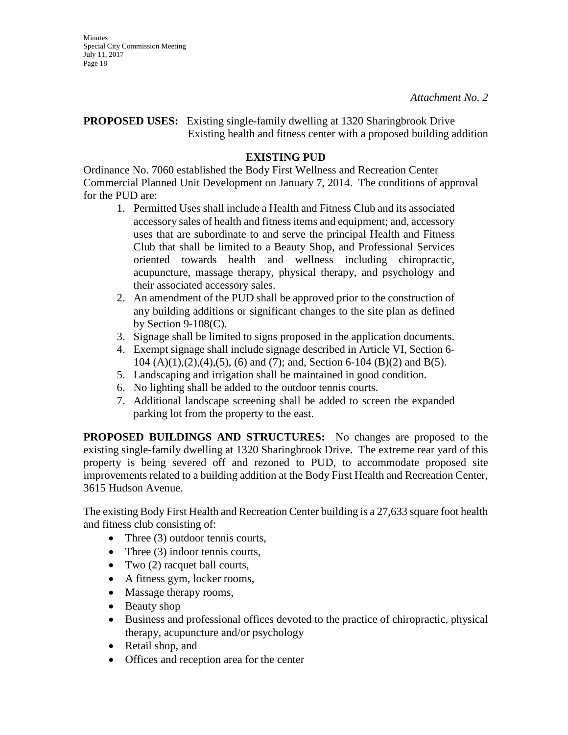*Attachment No. 2*

**PROPOSED USES:** Existing single-family dwelling at 1320 Sharingbrook Drive
Existing health and fitness center with a proposed building addition

## EXISTING PUD

Ordinance No. 7060 established the Body First Wellness and Recreation Center Commercial Planned Unit Development on January 7, 2014. The conditions of approval for the PUD are:

1. Permitted Uses shall include a Health and Fitness Club and its associated accessory sales of health and fitness items and equipment; and, accessory uses that are subordinate to and serve the principal Health and Fitness Club that shall be limited to a Beauty Shop, and Professional Services oriented towards health and wellness including chiropractic, acupuncture, massage therapy, physical therapy, and psychology and their associated accessory sales.
2. An amendment of the PUD shall be approved prior to the construction of any building additions or significant changes to the site plan as defined by Section 9-108(C).
3. Signage shall be limited to signs proposed in the application documents.
4. Exempt signage shall include signage described in Article VI, Section 6-104 (A)(1),(2),(4),(5), (6) and (7); and, Section 6-104 (B)(2) and B(5).
5. Landscaping and irrigation shall be maintained in good condition.
6. No lighting shall be added to the outdoor tennis courts.
7. Additional landscape screening shall be added to screen the expanded parking lot from the property to the east.

**PROPOSED BUILDINGS AND STRUCTURES:** No changes are proposed to the existing single-family dwelling at 1320 Sharingbrook Drive. The extreme rear yard of this property is being severed off and rezoned to PUD, to accommodate proposed site improvements related to a building addition at the Body First Health and Recreation Center, 3615 Hudson Avenue.

The existing Body First Health and Recreation Center building is a 27,633 square foot health and fitness club consisting of:

- Three (3) outdoor tennis courts,
- Three (3) indoor tennis courts,
- Two (2) racquet ball courts,
- A fitness gym, locker rooms,
- Massage therapy rooms,
- Beauty shop
- Business and professional offices devoted to the practice of chiropractic, physical therapy, acupuncture and/or psychology
- Retail shop, and
- Offices and reception area for the center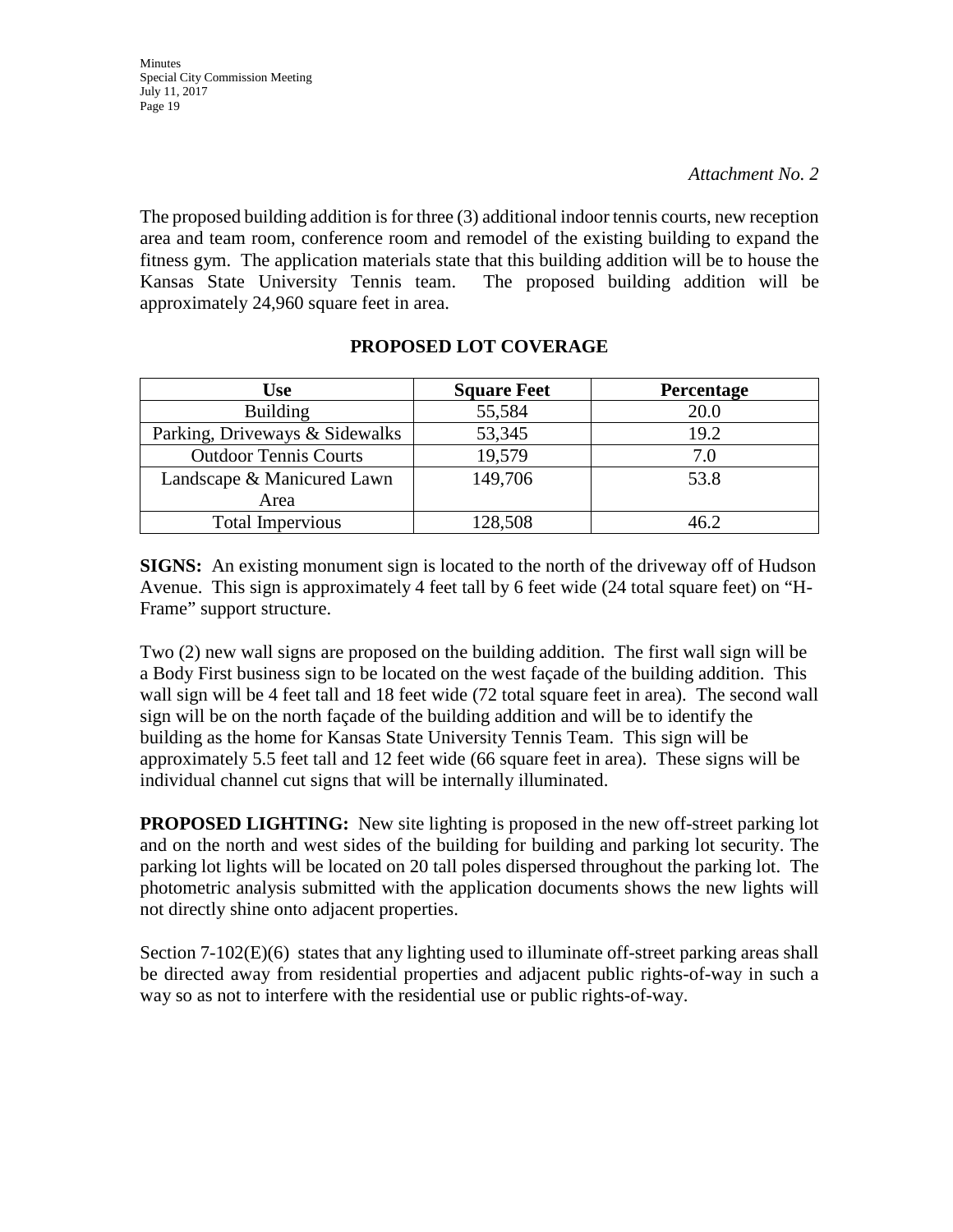*Attachment No. 2*

The proposed building addition is for three (3) additional indoor tennis courts, new reception area and team room, conference room and remodel of the existing building to expand the fitness gym. The application materials state that this building addition will be to house the Kansas State University Tennis team. The proposed building addition will be approximately 24,960 square feet in area.

**PROPOSED LOT COVERAGE**

| Use | Square Feet | Percentage |
|---|---|---|
| Building | 55,584 | 20.0 |
| Parking, Driveways & Sidewalks | 53,345 | 19.2 |
| Outdoor Tennis Courts | 19,579 | 7.0 |
| Landscape & Manicured Lawn Area | 149,706 | 53.8 |
| Total Impervious | 128,508 | 46.2 |

**SIGNS:** An existing monument sign is located to the north of the driveway off of Hudson Avenue. This sign is approximately 4 feet tall by 6 feet wide (24 total square feet) on "H-Frame" support structure.

Two (2) new wall signs are proposed on the building addition. The first wall sign will be a Body First business sign to be located on the west façade of the building addition. This wall sign will be 4 feet tall and 18 feet wide (72 total square feet in area). The second wall sign will be on the north façade of the building addition and will be to identify the building as the home for Kansas State University Tennis Team. This sign will be approximately 5.5 feet tall and 12 feet wide (66 square feet in area). These signs will be individual channel cut signs that will be internally illuminated.

**PROPOSED LIGHTING:** New site lighting is proposed in the new off-street parking lot and on the north and west sides of the building for building and parking lot security. The parking lot lights will be located on 20 tall poles dispersed throughout the parking lot. The photometric analysis submitted with the application documents shows the new lights will not directly shine onto adjacent properties.

Section 7-102(E)(6) states that any lighting used to illuminate off-street parking areas shall be directed away from residential properties and adjacent public rights-of-way in such a way so as not to interfere with the residential use or public rights-of-way.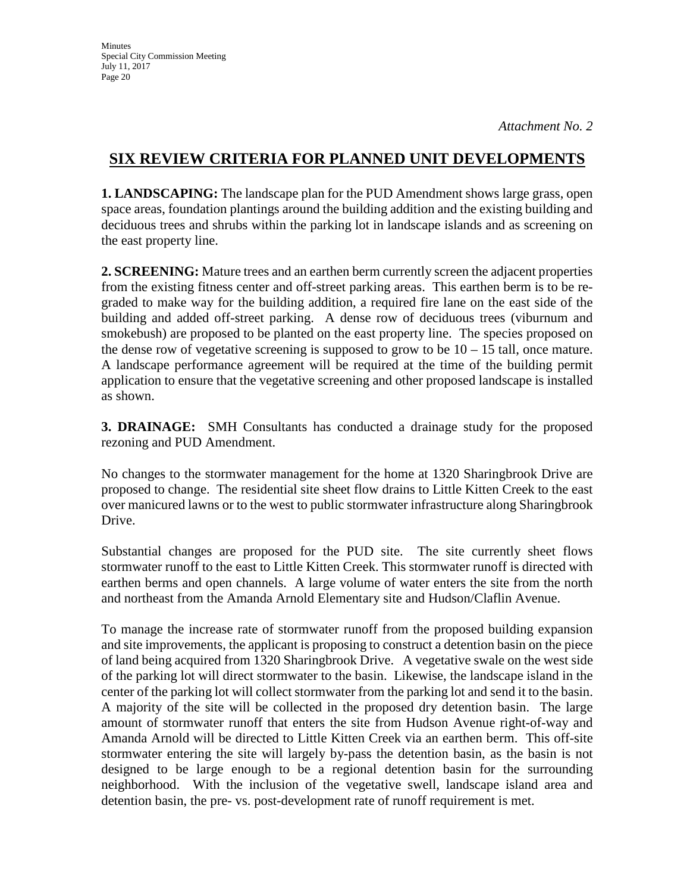*Attachment No. 2*

## SIX REVIEW CRITERIA FOR PLANNED UNIT DEVELOPMENTS

**1. LANDSCAPING:** The landscape plan for the PUD Amendment shows large grass, open space areas, foundation plantings around the building addition and the existing building and deciduous trees and shrubs within the parking lot in landscape islands and as screening on the east property line.

**2. SCREENING:** Mature trees and an earthen berm currently screen the adjacent properties from the existing fitness center and off-street parking areas. This earthen berm is to be re-graded to make way for the building addition, a required fire lane on the east side of the building and added off-street parking. A dense row of deciduous trees (viburnum and smokebush) are proposed to be planted on the east property line. The species proposed on the dense row of vegetative screening is supposed to grow to be 10 – 15 tall, once mature. A landscape performance agreement will be required at the time of the building permit application to ensure that the vegetative screening and other proposed landscape is installed as shown.

**3. DRAINAGE:** SMH Consultants has conducted a drainage study for the proposed rezoning and PUD Amendment.

No changes to the stormwater management for the home at 1320 Sharingbrook Drive are proposed to change. The residential site sheet flow drains to Little Kitten Creek to the east over manicured lawns or to the west to public stormwater infrastructure along Sharingbrook Drive.

Substantial changes are proposed for the PUD site. The site currently sheet flows stormwater runoff to the east to Little Kitten Creek. This stormwater runoff is directed with earthen berms and open channels. A large volume of water enters the site from the north and northeast from the Amanda Arnold Elementary site and Hudson/Claflin Avenue.

To manage the increase rate of stormwater runoff from the proposed building expansion and site improvements, the applicant is proposing to construct a detention basin on the piece of land being acquired from 1320 Sharingbrook Drive. A vegetative swale on the west side of the parking lot will direct stormwater to the basin. Likewise, the landscape island in the center of the parking lot will collect stormwater from the parking lot and send it to the basin. A majority of the site will be collected in the proposed dry detention basin. The large amount of stormwater runoff that enters the site from Hudson Avenue right-of-way and Amanda Arnold will be directed to Little Kitten Creek via an earthen berm. This off-site stormwater entering the site will largely by-pass the detention basin, as the basin is not designed to be large enough to be a regional detention basin for the surrounding neighborhood. With the inclusion of the vegetative swell, landscape island area and detention basin, the pre- vs. post-development rate of runoff requirement is met.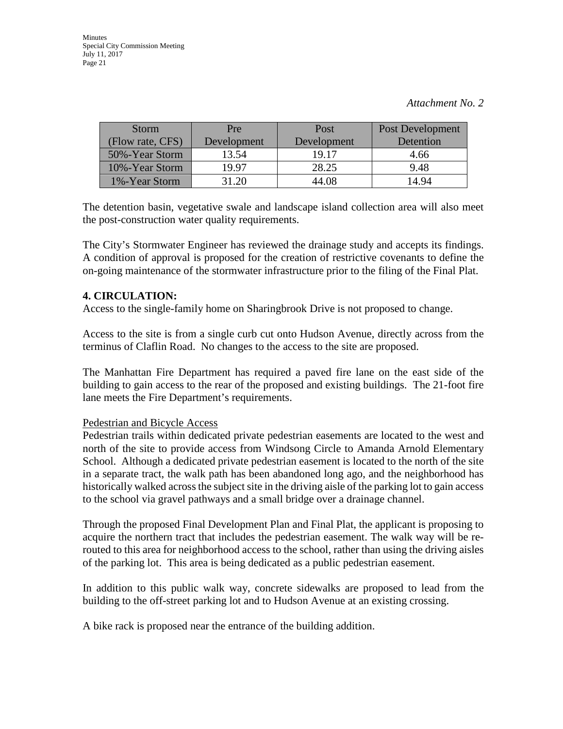*Attachment No. 2*

| Storm (Flow rate, CFS) | Pre Development | Post Development | Post Development Detention |
|---|---|---|---|
| 50%-Year Storm | 13.54 | 19.17 | 4.66 |
| 10%-Year Storm | 19.97 | 28.25 | 9.48 |
| 1%-Year Storm | 31.20 | 44.08 | 14.94 |

The detention basin, vegetative swale and landscape island collection area will also meet the post-construction water quality requirements.

The City's Stormwater Engineer has reviewed the drainage study and accepts its findings. A condition of approval is proposed for the creation of restrictive covenants to define the on-going maintenance of the stormwater infrastructure prior to the filing of the Final Plat.

**4. CIRCULATION:**

Access to the single-family home on Sharingbrook Drive is not proposed to change.

Access to the site is from a single curb cut onto Hudson Avenue, directly across from the terminus of Claflin Road. No changes to the access to the site are proposed.

The Manhattan Fire Department has required a paved fire lane on the east side of the building to gain access to the rear of the proposed and existing buildings. The 21-foot fire lane meets the Fire Department's requirements.

Pedestrian and Bicycle Access

Pedestrian trails within dedicated private pedestrian easements are located to the west and north of the site to provide access from Windsong Circle to Amanda Arnold Elementary School. Although a dedicated private pedestrian easement is located to the north of the site in a separate tract, the walk path has been abandoned long ago, and the neighborhood has historically walked across the subject site in the driving aisle of the parking lot to gain access to the school via gravel pathways and a small bridge over a drainage channel.

Through the proposed Final Development Plan and Final Plat, the applicant is proposing to acquire the northern tract that includes the pedestrian easement. The walk way will be re-routed to this area for neighborhood access to the school, rather than using the driving aisles of the parking lot. This area is being dedicated as a public pedestrian easement.

In addition to this public walk way, concrete sidewalks are proposed to lead from the building to the off-street parking lot and to Hudson Avenue at an existing crossing.

A bike rack is proposed near the entrance of the building addition.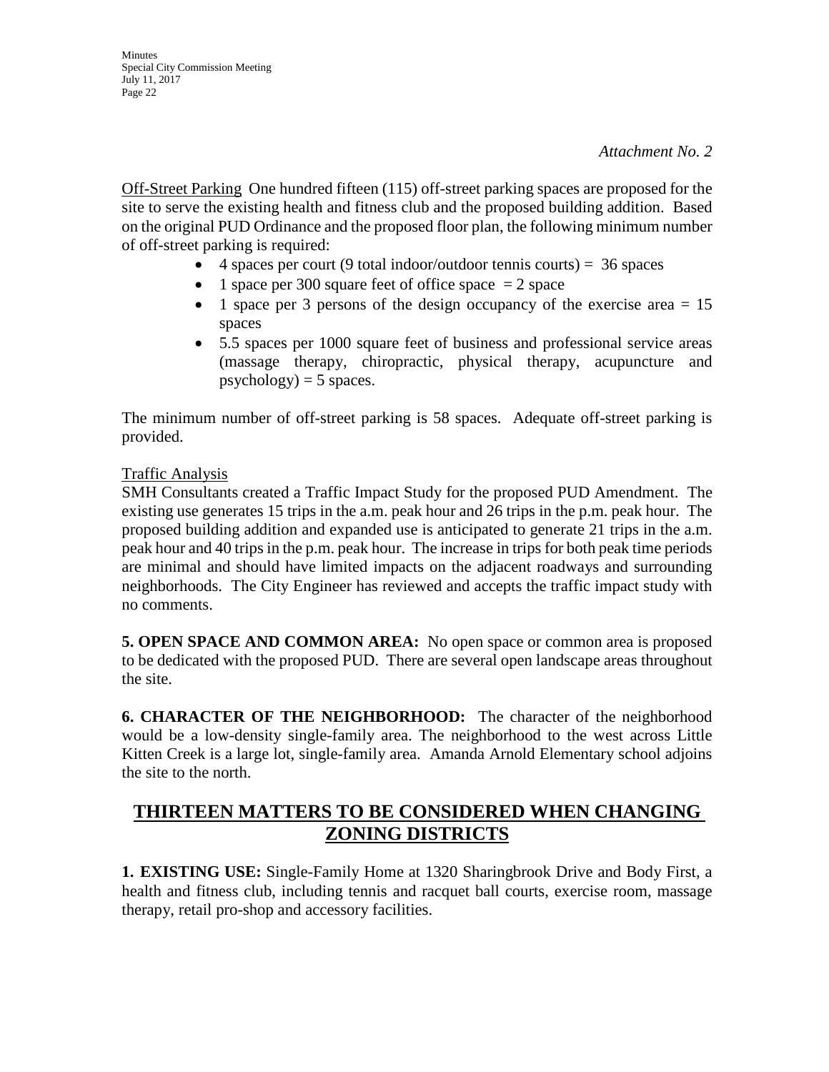*Attachment No. 2*

Off-Street Parking One hundred fifteen (115) off-street parking spaces are proposed for the site to serve the existing health and fitness club and the proposed building addition. Based on the original PUD Ordinance and the proposed floor plan, the following minimum number of off-street parking is required:

- 4 spaces per court (9 total indoor/outdoor tennis courts) = 36 spaces
- 1 space per 300 square feet of office space = 2 space
- 1 space per 3 persons of the design occupancy of the exercise area = 15 spaces
- 5.5 spaces per 1000 square feet of business and professional service areas (massage therapy, chiropractic, physical therapy, acupuncture and psychology) = 5 spaces.

The minimum number of off-street parking is 58 spaces. Adequate off-street parking is provided.

Traffic Analysis

SMH Consultants created a Traffic Impact Study for the proposed PUD Amendment. The existing use generates 15 trips in the a.m. peak hour and 26 trips in the p.m. peak hour. The proposed building addition and expanded use is anticipated to generate 21 trips in the a.m. peak hour and 40 trips in the p.m. peak hour. The increase in trips for both peak time periods are minimal and should have limited impacts on the adjacent roadways and surrounding neighborhoods. The City Engineer has reviewed and accepts the traffic impact study with no comments.

**5. OPEN SPACE AND COMMON AREA:** No open space or common area is proposed to be dedicated with the proposed PUD. There are several open landscape areas throughout the site.

**6. CHARACTER OF THE NEIGHBORHOOD:** The character of the neighborhood would be a low-density single-family area. The neighborhood to the west across Little Kitten Creek is a large lot, single-family area. Amanda Arnold Elementary school adjoins the site to the north.

## THIRTEEN MATTERS TO BE CONSIDERED WHEN CHANGING ZONING DISTRICTS

**1. EXISTING USE:** Single-Family Home at 1320 Sharingbrook Drive and Body First, a health and fitness club, including tennis and racquet ball courts, exercise room, massage therapy, retail pro-shop and accessory facilities.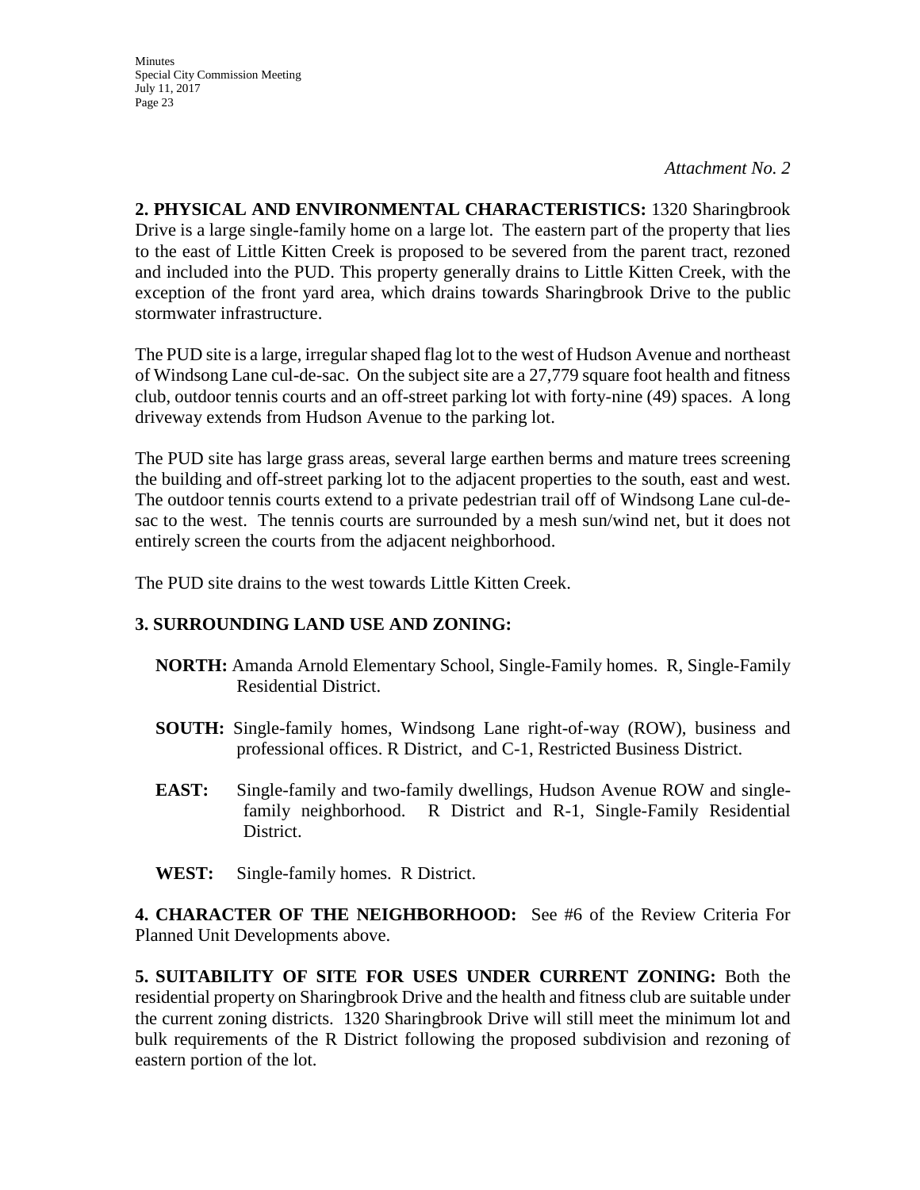*Attachment No. 2*

**2. PHYSICAL AND ENVIRONMENTAL CHARACTERISTICS:** 1320 Sharingbrook Drive is a large single-family home on a large lot. The eastern part of the property that lies to the east of Little Kitten Creek is proposed to be severed from the parent tract, rezoned and included into the PUD. This property generally drains to Little Kitten Creek, with the exception of the front yard area, which drains towards Sharingbrook Drive to the public stormwater infrastructure.

The PUD site is a large, irregular shaped flag lot to the west of Hudson Avenue and northeast of Windsong Lane cul-de-sac. On the subject site are a 27,779 square foot health and fitness club, outdoor tennis courts and an off-street parking lot with forty-nine (49) spaces. A long driveway extends from Hudson Avenue to the parking lot.

The PUD site has large grass areas, several large earthen berms and mature trees screening the building and off-street parking lot to the adjacent properties to the south, east and west. The outdoor tennis courts extend to a private pedestrian trail off of Windsong Lane cul-de-sac to the west. The tennis courts are surrounded by a mesh sun/wind net, but it does not entirely screen the courts from the adjacent neighborhood.

The PUD site drains to the west towards Little Kitten Creek.

**3. SURROUNDING LAND USE AND ZONING:**

**NORTH:** Amanda Arnold Elementary School, Single-Family homes. R, Single-Family Residential District.

**SOUTH:** Single-family homes, Windsong Lane right-of-way (ROW), business and professional offices. R District, and C-1, Restricted Business District.

**EAST:** Single-family and two-family dwellings, Hudson Avenue ROW and single-family neighborhood. R District and R-1, Single-Family Residential District.

**WEST:** Single-family homes. R District.

**4. CHARACTER OF THE NEIGHBORHOOD:** See #6 of the Review Criteria For Planned Unit Developments above.

**5. SUITABILITY OF SITE FOR USES UNDER CURRENT ZONING:** Both the residential property on Sharingbrook Drive and the health and fitness club are suitable under the current zoning districts. 1320 Sharingbrook Drive will still meet the minimum lot and bulk requirements of the R District following the proposed subdivision and rezoning of eastern portion of the lot.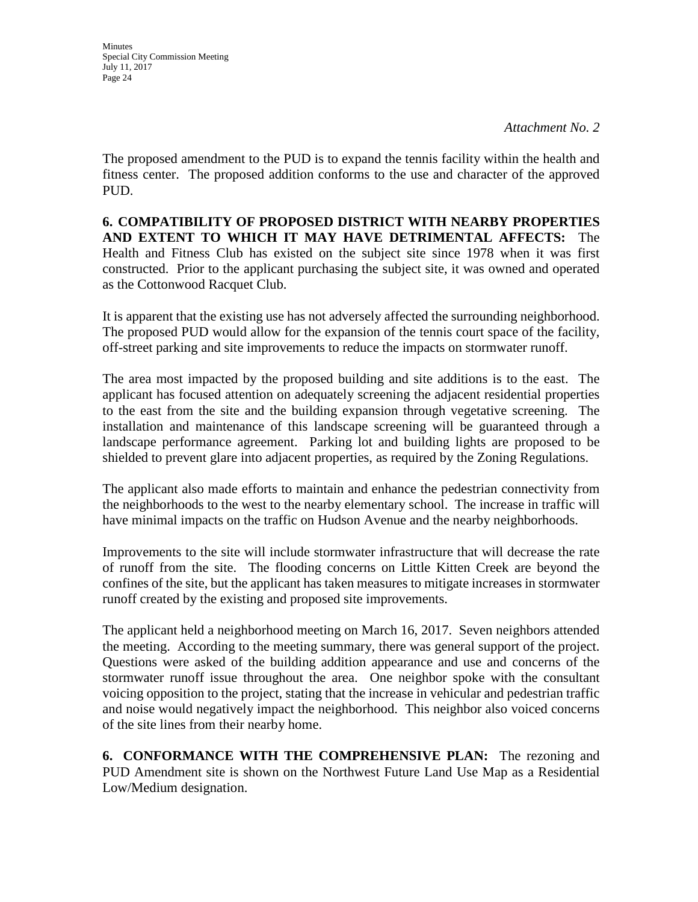*Attachment No. 2*

The proposed amendment to the PUD is to expand the tennis facility within the health and fitness center. The proposed addition conforms to the use and character of the approved PUD.

**6. COMPATIBILITY OF PROPOSED DISTRICT WITH NEARBY PROPERTIES AND EXTENT TO WHICH IT MAY HAVE DETRIMENTAL AFFECTS:** The Health and Fitness Club has existed on the subject site since 1978 when it was first constructed. Prior to the applicant purchasing the subject site, it was owned and operated as the Cottonwood Racquet Club.

It is apparent that the existing use has not adversely affected the surrounding neighborhood. The proposed PUD would allow for the expansion of the tennis court space of the facility, off-street parking and site improvements to reduce the impacts on stormwater runoff.

The area most impacted by the proposed building and site additions is to the east. The applicant has focused attention on adequately screening the adjacent residential properties to the east from the site and the building expansion through vegetative screening. The installation and maintenance of this landscape screening will be guaranteed through a landscape performance agreement. Parking lot and building lights are proposed to be shielded to prevent glare into adjacent properties, as required by the Zoning Regulations.

The applicant also made efforts to maintain and enhance the pedestrian connectivity from the neighborhoods to the west to the nearby elementary school. The increase in traffic will have minimal impacts on the traffic on Hudson Avenue and the nearby neighborhoods.

Improvements to the site will include stormwater infrastructure that will decrease the rate of runoff from the site. The flooding concerns on Little Kitten Creek are beyond the confines of the site, but the applicant has taken measures to mitigate increases in stormwater runoff created by the existing and proposed site improvements.

The applicant held a neighborhood meeting on March 16, 2017. Seven neighbors attended the meeting. According to the meeting summary, there was general support of the project. Questions were asked of the building addition appearance and use and concerns of the stormwater runoff issue throughout the area. One neighbor spoke with the consultant voicing opposition to the project, stating that the increase in vehicular and pedestrian traffic and noise would negatively impact the neighborhood. This neighbor also voiced concerns of the site lines from their nearby home.

**6. CONFORMANCE WITH THE COMPREHENSIVE PLAN:** The rezoning and PUD Amendment site is shown on the Northwest Future Land Use Map as a Residential Low/Medium designation.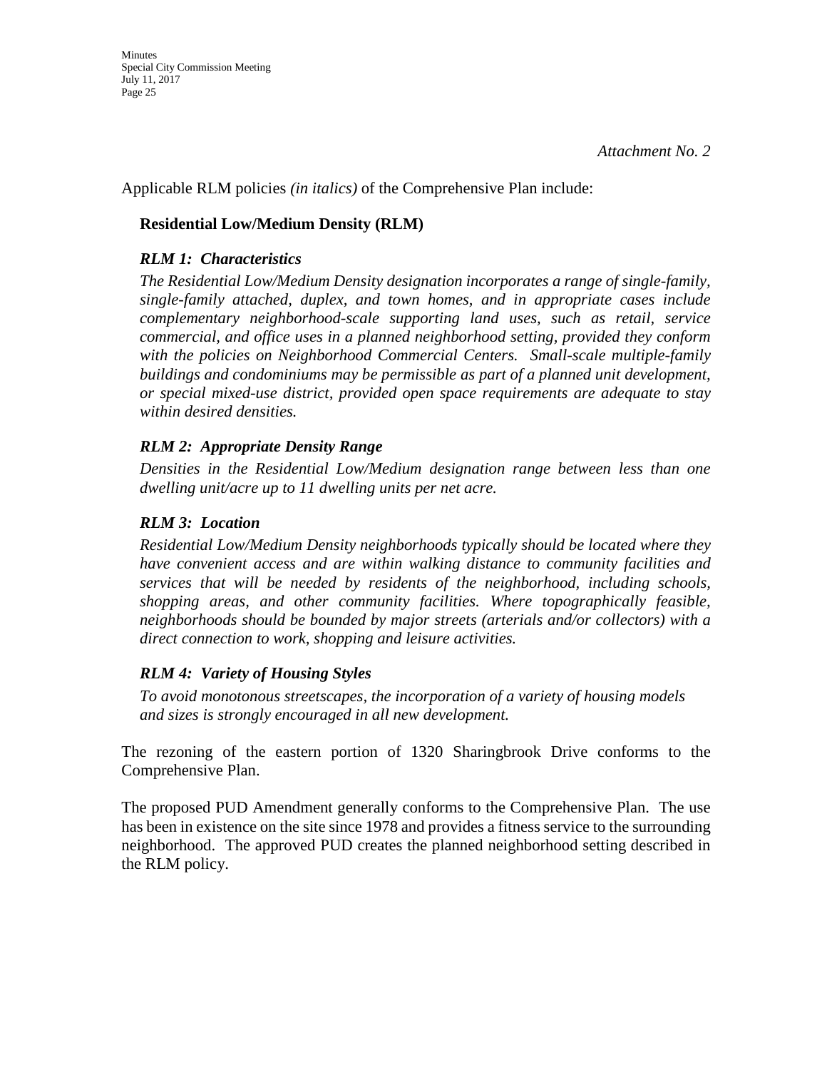*Attachment No. 2*

Applicable RLM policies *(in italics)* of the Comprehensive Plan include:

**Residential Low/Medium Density (RLM)**

***RLM 1: Characteristics***

*The Residential Low/Medium Density designation incorporates a range of single-family, single-family attached, duplex, and town homes, and in appropriate cases include complementary neighborhood-scale supporting land uses, such as retail, service commercial, and office uses in a planned neighborhood setting, provided they conform with the policies on Neighborhood Commercial Centers. Small-scale multiple-family buildings and condominiums may be permissible as part of a planned unit development, or special mixed-use district, provided open space requirements are adequate to stay within desired densities.*

***RLM 2: Appropriate Density Range***

*Densities in the Residential Low/Medium designation range between less than one dwelling unit/acre up to 11 dwelling units per net acre.*

***RLM 3: Location***

*Residential Low/Medium Density neighborhoods typically should be located where they have convenient access and are within walking distance to community facilities and services that will be needed by residents of the neighborhood, including schools, shopping areas, and other community facilities. Where topographically feasible, neighborhoods should be bounded by major streets (arterials and/or collectors) with a direct connection to work, shopping and leisure activities.*

***RLM 4: Variety of Housing Styles***

*To avoid monotonous streetscapes, the incorporation of a variety of housing models and sizes is strongly encouraged in all new development.*

The rezoning of the eastern portion of 1320 Sharingbrook Drive conforms to the Comprehensive Plan.

The proposed PUD Amendment generally conforms to the Comprehensive Plan. The use has been in existence on the site since 1978 and provides a fitness service to the surrounding neighborhood. The approved PUD creates the planned neighborhood setting described in the RLM policy.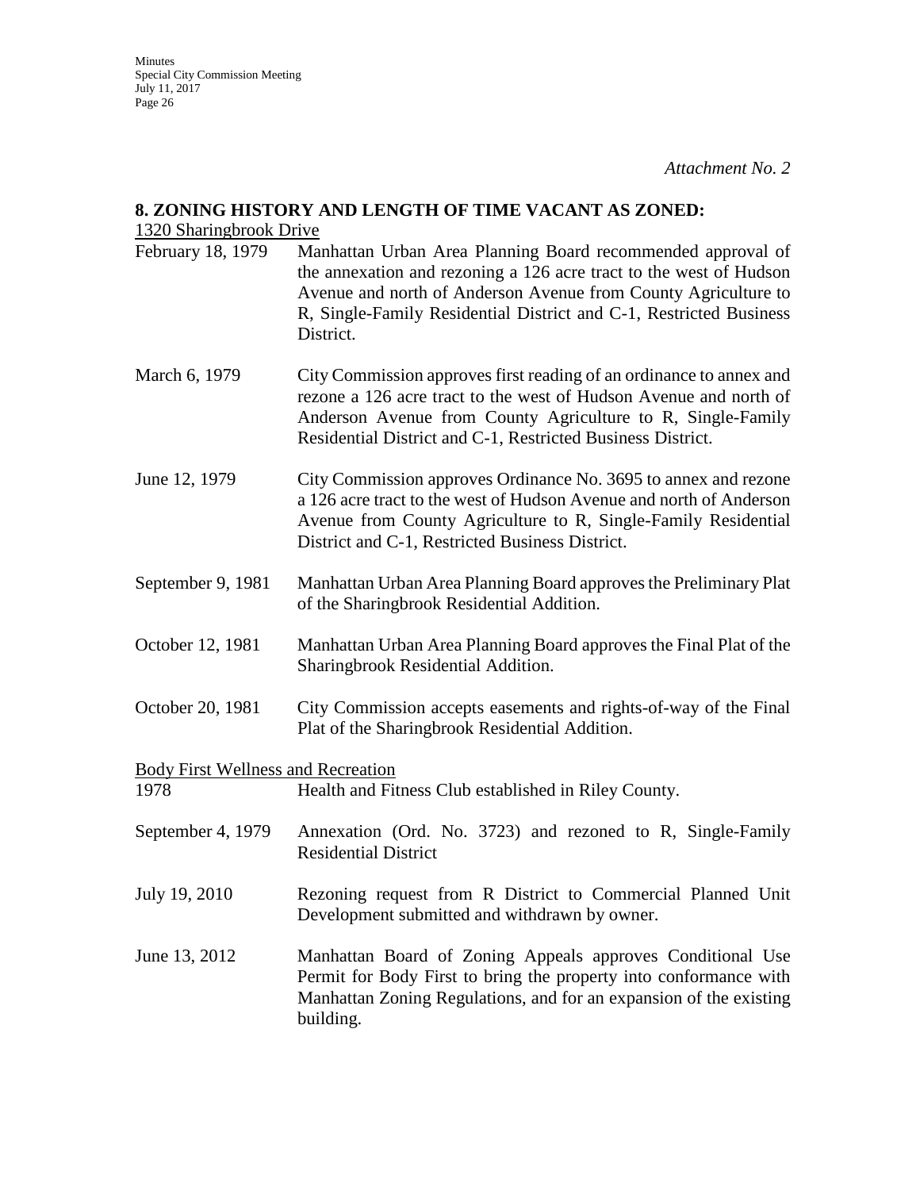*Attachment No. 2*

## 8. ZONING HISTORY AND LENGTH OF TIME VACANT AS ZONED:

1320 Sharingbrook Drive

| | |
|---|---|
| February 18, 1979 | Manhattan Urban Area Planning Board recommended approval of the annexation and rezoning a 126 acre tract to the west of Hudson Avenue and north of Anderson Avenue from County Agriculture to R, Single-Family Residential District and C-1, Restricted Business District. |
| March 6, 1979 | City Commission approves first reading of an ordinance to annex and rezone a 126 acre tract to the west of Hudson Avenue and north of Anderson Avenue from County Agriculture to R, Single-Family Residential District and C-1, Restricted Business District. |
| June 12, 1979 | City Commission approves Ordinance No. 3695 to annex and rezone a 126 acre tract to the west of Hudson Avenue and north of Anderson Avenue from County Agriculture to R, Single-Family Residential District and C-1, Restricted Business District. |
| September 9, 1981 | Manhattan Urban Area Planning Board approves the Preliminary Plat of the Sharingbrook Residential Addition. |
| October 12, 1981 | Manhattan Urban Area Planning Board approves the Final Plat of the Sharingbrook Residential Addition. |
| October 20, 1981 | City Commission accepts easements and rights-of-way of the Final Plat of the Sharingbrook Residential Addition. |

Body First Wellness and Recreation

| | |
|---|---|
| 1978 | Health and Fitness Club established in Riley County. |
| September 4, 1979 | Annexation (Ord. No. 3723) and rezoned to R, Single-Family Residential District |
| July 19, 2010 | Rezoning request from R District to Commercial Planned Unit Development submitted and withdrawn by owner. |
| June 13, 2012 | Manhattan Board of Zoning Appeals approves Conditional Use Permit for Body First to bring the property into conformance with Manhattan Zoning Regulations, and for an expansion of the existing building. |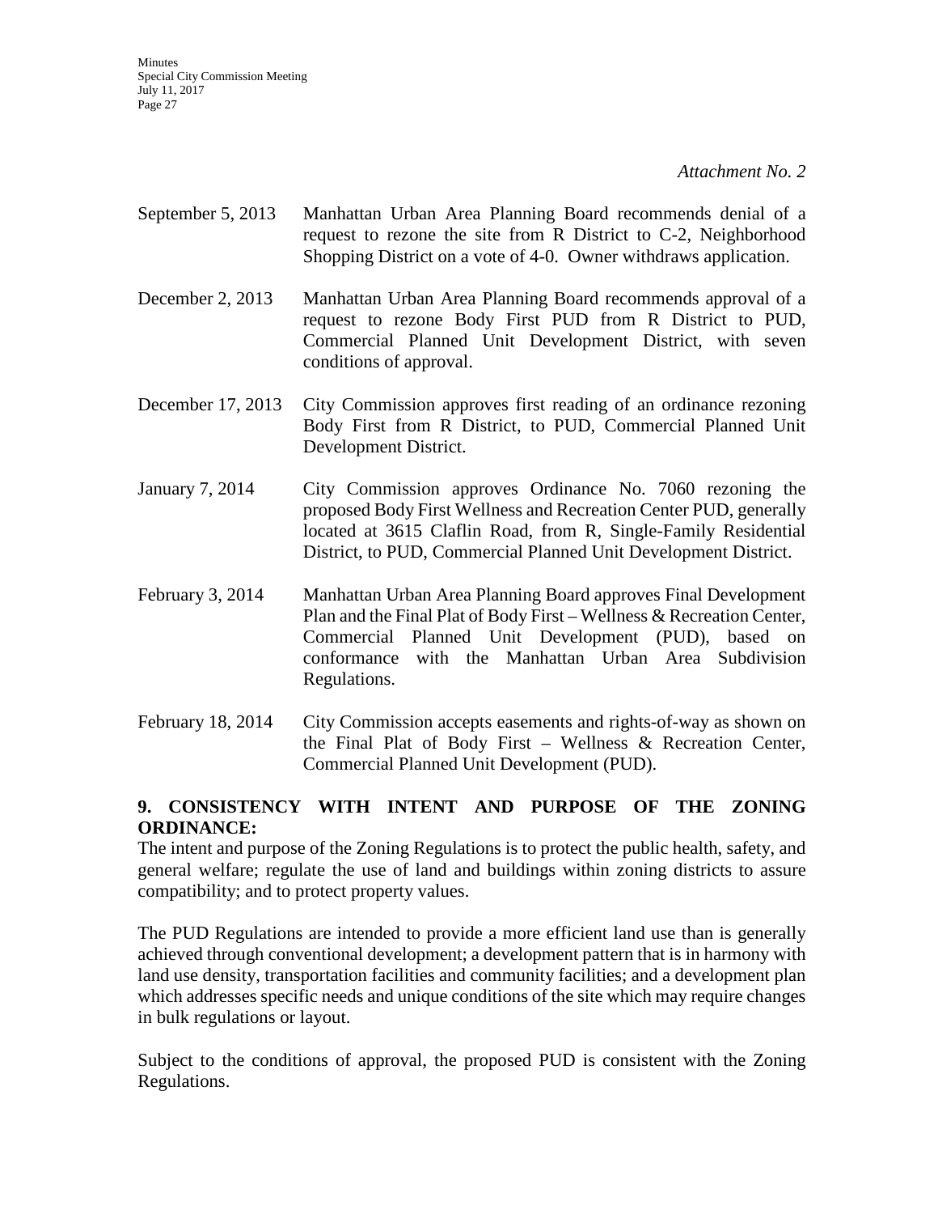*Attachment No. 2*

September 5, 2013 Manhattan Urban Area Planning Board recommends denial of a request to rezone the site from R District to C-2, Neighborhood Shopping District on a vote of 4-0. Owner withdraws application.

December 2, 2013 Manhattan Urban Area Planning Board recommends approval of a request to rezone Body First PUD from R District to PUD, Commercial Planned Unit Development District, with seven conditions of approval.

December 17, 2013 City Commission approves first reading of an ordinance rezoning Body First from R District, to PUD, Commercial Planned Unit Development District.

January 7, 2014 City Commission approves Ordinance No. 7060 rezoning the proposed Body First Wellness and Recreation Center PUD, generally located at 3615 Claflin Road, from R, Single-Family Residential District, to PUD, Commercial Planned Unit Development District.

February 3, 2014 Manhattan Urban Area Planning Board approves Final Development Plan and the Final Plat of Body First – Wellness & Recreation Center, Commercial Planned Unit Development (PUD), based on conformance with the Manhattan Urban Area Subdivision Regulations.

February 18, 2014 City Commission accepts easements and rights-of-way as shown on the Final Plat of Body First – Wellness & Recreation Center, Commercial Planned Unit Development (PUD).

**9. CONSISTENCY WITH INTENT AND PURPOSE OF THE ZONING ORDINANCE:**

The intent and purpose of the Zoning Regulations is to protect the public health, safety, and general welfare; regulate the use of land and buildings within zoning districts to assure compatibility; and to protect property values.

The PUD Regulations are intended to provide a more efficient land use than is generally achieved through conventional development; a development pattern that is in harmony with land use density, transportation facilities and community facilities; and a development plan which addresses specific needs and unique conditions of the site which may require changes in bulk regulations or layout.

Subject to the conditions of approval, the proposed PUD is consistent with the Zoning Regulations.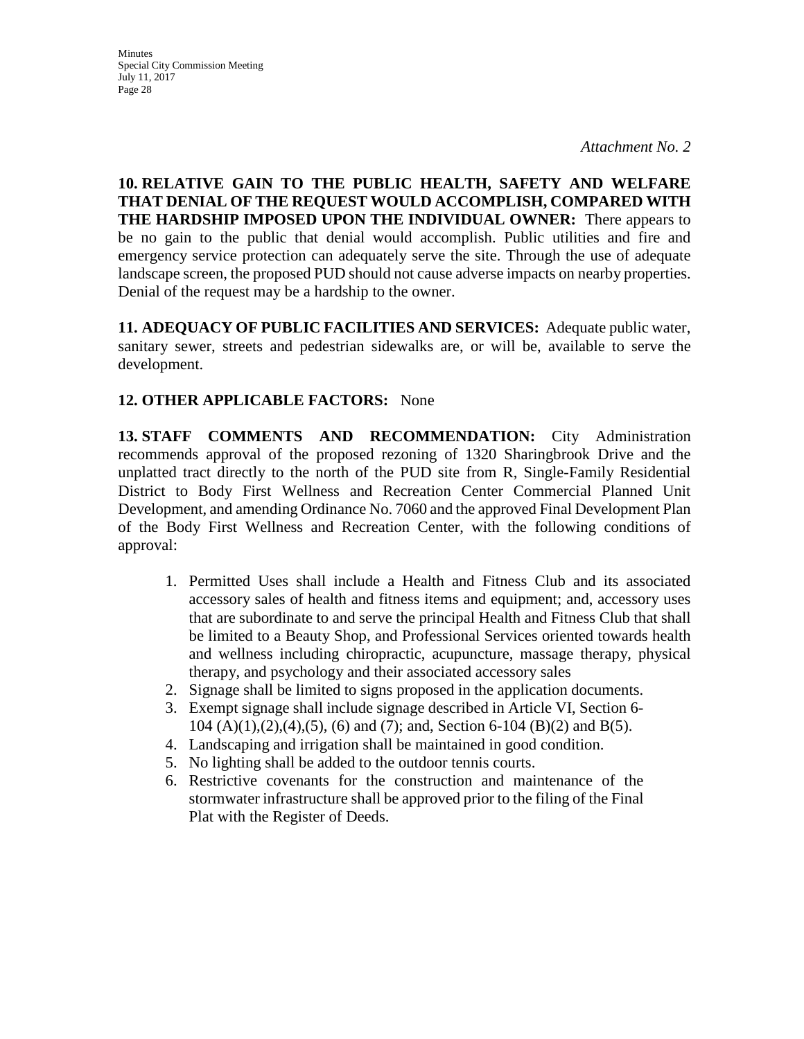*Attachment No. 2*

**10. RELATIVE GAIN TO THE PUBLIC HEALTH, SAFETY AND WELFARE THAT DENIAL OF THE REQUEST WOULD ACCOMPLISH, COMPARED WITH THE HARDSHIP IMPOSED UPON THE INDIVIDUAL OWNER:** There appears to be no gain to the public that denial would accomplish. Public utilities and fire and emergency service protection can adequately serve the site. Through the use of adequate landscape screen, the proposed PUD should not cause adverse impacts on nearby properties. Denial of the request may be a hardship to the owner.

**11. ADEQUACY OF PUBLIC FACILITIES AND SERVICES:** Adequate public water, sanitary sewer, streets and pedestrian sidewalks are, or will be, available to serve the development.

**12. OTHER APPLICABLE FACTORS:** None

**13. STAFF COMMENTS AND RECOMMENDATION:** City Administration recommends approval of the proposed rezoning of 1320 Sharingbrook Drive and the unplatted tract directly to the north of the PUD site from R, Single-Family Residential District to Body First Wellness and Recreation Center Commercial Planned Unit Development, and amending Ordinance No. 7060 and the approved Final Development Plan of the Body First Wellness and Recreation Center, with the following conditions of approval:

1. Permitted Uses shall include a Health and Fitness Club and its associated accessory sales of health and fitness items and equipment; and, accessory uses that are subordinate to and serve the principal Health and Fitness Club that shall be limited to a Beauty Shop, and Professional Services oriented towards health and wellness including chiropractic, acupuncture, massage therapy, physical therapy, and psychology and their associated accessory sales
2. Signage shall be limited to signs proposed in the application documents.
3. Exempt signage shall include signage described in Article VI, Section 6-104 (A)(1),(2),(4),(5), (6) and (7); and, Section 6-104 (B)(2) and B(5).
4. Landscaping and irrigation shall be maintained in good condition.
5. No lighting shall be added to the outdoor tennis courts.
6. Restrictive covenants for the construction and maintenance of the stormwater infrastructure shall be approved prior to the filing of the Final Plat with the Register of Deeds.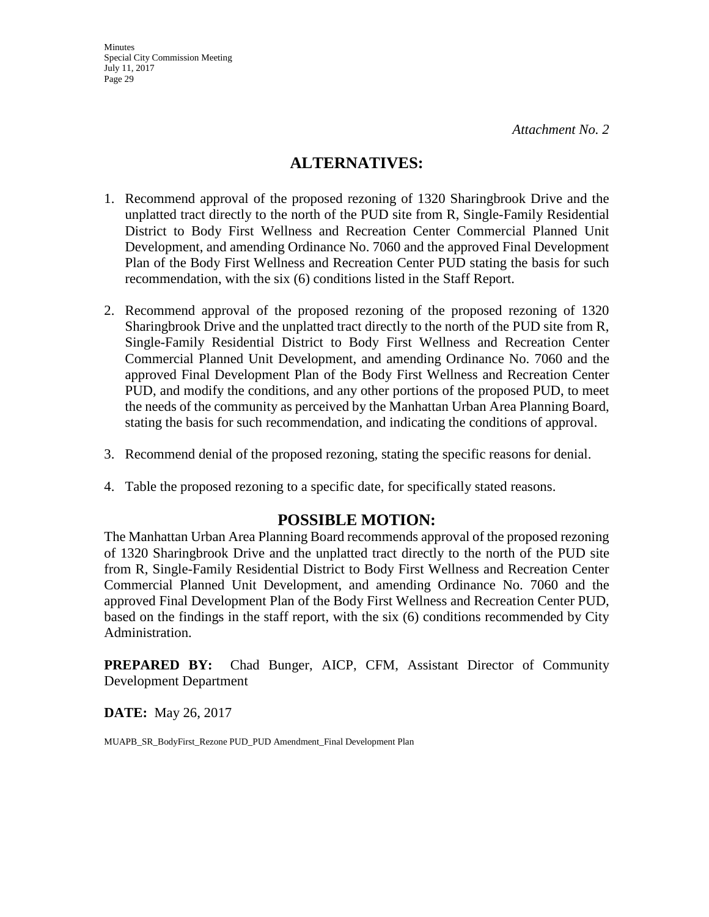*Attachment No. 2*

## ALTERNATIVES:

1. Recommend approval of the proposed rezoning of 1320 Sharingbrook Drive and the unplatted tract directly to the north of the PUD site from R, Single-Family Residential District to Body First Wellness and Recreation Center Commercial Planned Unit Development, and amending Ordinance No. 7060 and the approved Final Development Plan of the Body First Wellness and Recreation Center PUD stating the basis for such recommendation, with the six (6) conditions listed in the Staff Report.

2. Recommend approval of the proposed rezoning of the proposed rezoning of 1320 Sharingbrook Drive and the unplatted tract directly to the north of the PUD site from R, Single-Family Residential District to Body First Wellness and Recreation Center Commercial Planned Unit Development, and amending Ordinance No. 7060 and the approved Final Development Plan of the Body First Wellness and Recreation Center PUD, and modify the conditions, and any other portions of the proposed PUD, to meet the needs of the community as perceived by the Manhattan Urban Area Planning Board, stating the basis for such recommendation, and indicating the conditions of approval.

3. Recommend denial of the proposed rezoning, stating the specific reasons for denial.

4. Table the proposed rezoning to a specific date, for specifically stated reasons.

## POSSIBLE MOTION:

The Manhattan Urban Area Planning Board recommends approval of the proposed rezoning of 1320 Sharingbrook Drive and the unplatted tract directly to the north of the PUD site from R, Single-Family Residential District to Body First Wellness and Recreation Center Commercial Planned Unit Development, and amending Ordinance No. 7060 and the approved Final Development Plan of the Body First Wellness and Recreation Center PUD, based on the findings in the staff report, with the six (6) conditions recommended by City Administration.

**PREPARED BY:** Chad Bunger, AICP, CFM, Assistant Director of Community Development Department

**DATE:** May 26, 2017

MUAPB_SR_BodyFirst_Rezone PUD_PUD Amendment_Final Development Plan